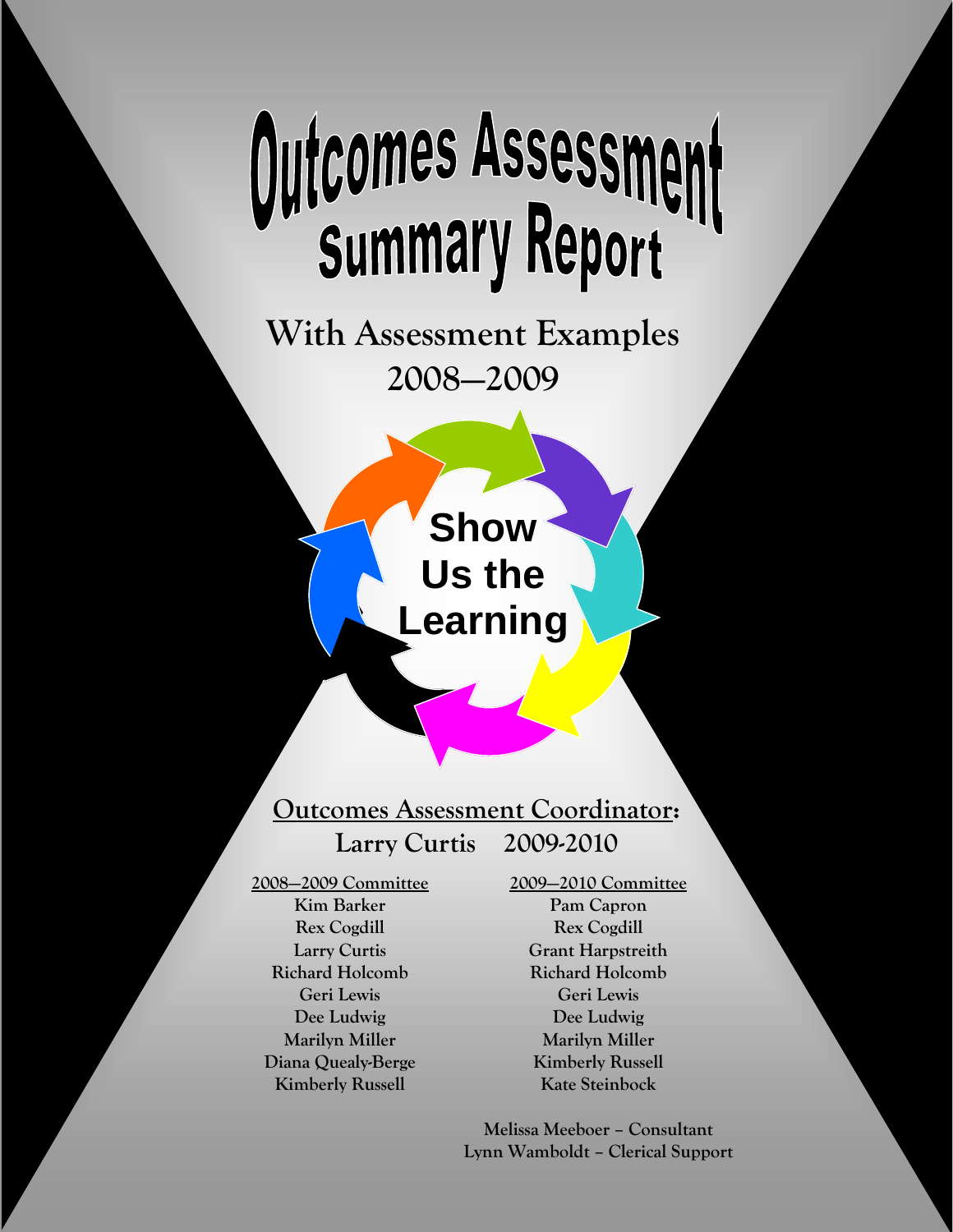# Outcomes Assessment Summary Report

## With Assessment Examples 2008—2009

Show Us the Learning

**Outcomes Assessment Coordinator:**

**Larry Curtis 2009-2010**

**2008—2009 Committee**

Kim Barker
Rex Cogdill
Larry Curtis
Richard Holcomb
Geri Lewis
Dee Ludwig
Marilyn Miller
Diana Quealy-Berge
Kimberly Russell

**2009—2010 Committee**

Pam Capron
Rex Cogdill
Grant Harpstreith
Richard Holcomb
Geri Lewis
Dee Ludwig
Marilyn Miller
Kimberly Russell
Kate Steinbock

Melissa Meeboer – Consultant
Lynn Wamboldt – Clerical Support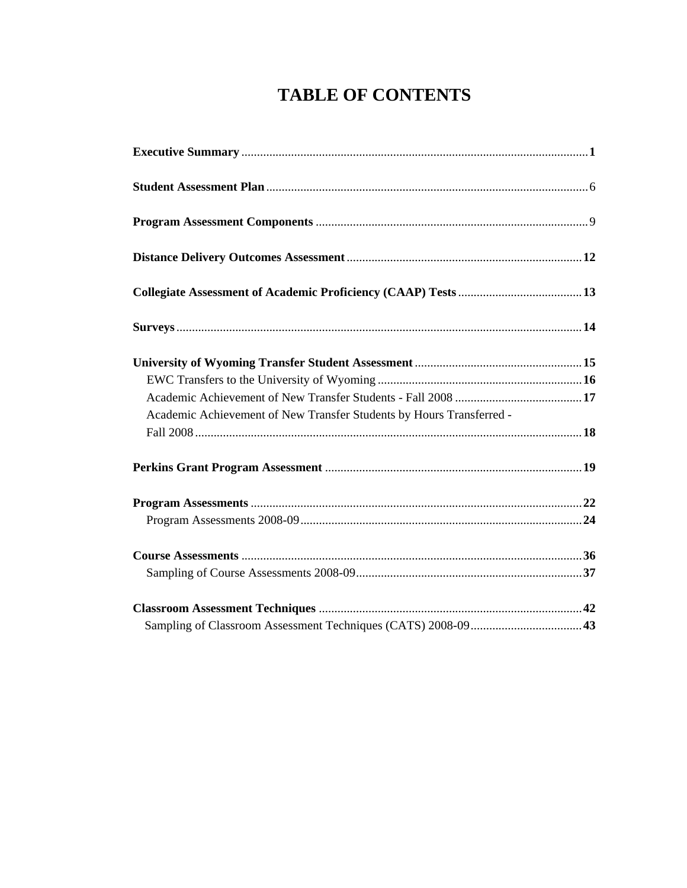# TABLE OF CONTENTS

**Executive Summary** .......... **1**

**Student Assessment Plan** .......... 6

**Program Assessment Components** .......... 9

**Distance Delivery Outcomes Assessment** .......... **12**

**Collegiate Assessment of Academic Proficiency (CAAP) Tests** .......... **13**

**Surveys** .......... **14**

**University of Wyoming Transfer Student Assessment** .......... **15**
- EWC Transfers to the University of Wyoming .......... **16**
- Academic Achievement of New Transfer Students - Fall 2008 .......... **17**
- Academic Achievement of New Transfer Students by Hours Transferred - Fall 2008 .......... **18**

**Perkins Grant Program Assessment** .......... **19**

**Program Assessments** .......... **22**
- Program Assessments 2008-09 .......... **24**

**Course Assessments** .......... **36**
- Sampling of Course Assessments 2008-09 .......... **37**

**Classroom Assessment Techniques** .......... **42**
- Sampling of Classroom Assessment Techniques (CATS) 2008-09 .......... **43**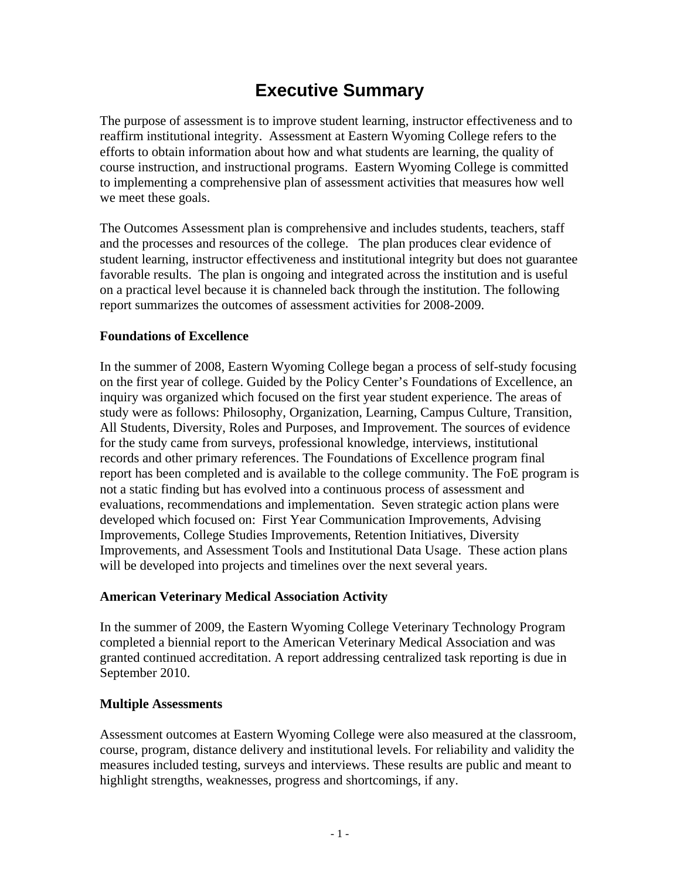# Executive Summary

The purpose of assessment is to improve student learning, instructor effectiveness and to reaffirm institutional integrity. Assessment at Eastern Wyoming College refers to the efforts to obtain information about how and what students are learning, the quality of course instruction, and instructional programs. Eastern Wyoming College is committed to implementing a comprehensive plan of assessment activities that measures how well we meet these goals.

The Outcomes Assessment plan is comprehensive and includes students, teachers, staff and the processes and resources of the college. The plan produces clear evidence of student learning, instructor effectiveness and institutional integrity but does not guarantee favorable results. The plan is ongoing and integrated across the institution and is useful on a practical level because it is channeled back through the institution. The following report summarizes the outcomes of assessment activities for 2008-2009.

**Foundations of Excellence**

In the summer of 2008, Eastern Wyoming College began a process of self-study focusing on the first year of college. Guided by the Policy Center's Foundations of Excellence, an inquiry was organized which focused on the first year student experience. The areas of study were as follows: Philosophy, Organization, Learning, Campus Culture, Transition, All Students, Diversity, Roles and Purposes, and Improvement. The sources of evidence for the study came from surveys, professional knowledge, interviews, institutional records and other primary references. The Foundations of Excellence program final report has been completed and is available to the college community. The FoE program is not a static finding but has evolved into a continuous process of assessment and evaluations, recommendations and implementation. Seven strategic action plans were developed which focused on: First Year Communication Improvements, Advising Improvements, College Studies Improvements, Retention Initiatives, Diversity Improvements, and Assessment Tools and Institutional Data Usage. These action plans will be developed into projects and timelines over the next several years.

**American Veterinary Medical Association Activity**

In the summer of 2009, the Eastern Wyoming College Veterinary Technology Program completed a biennial report to the American Veterinary Medical Association and was granted continued accreditation. A report addressing centralized task reporting is due in September 2010.

**Multiple Assessments**

Assessment outcomes at Eastern Wyoming College were also measured at the classroom, course, program, distance delivery and institutional levels. For reliability and validity the measures included testing, surveys and interviews. These results are public and meant to highlight strengths, weaknesses, progress and shortcomings, if any.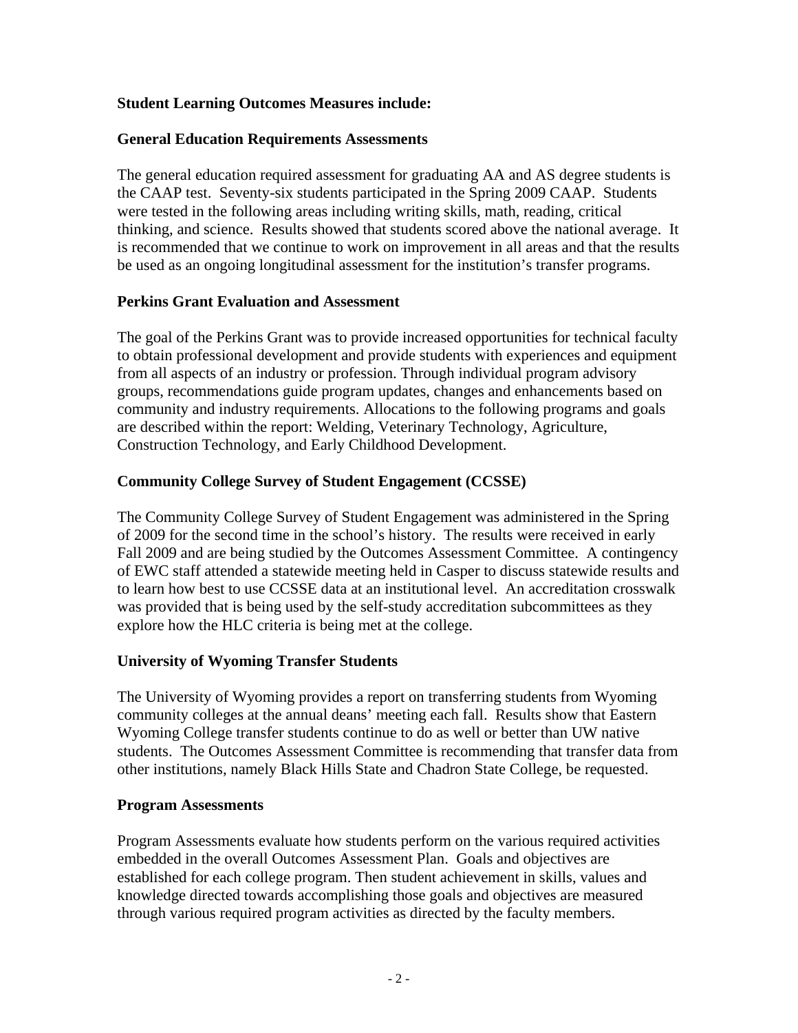**Student Learning Outcomes Measures include:**

**General Education Requirements Assessments**

The general education required assessment for graduating AA and AS degree students is the CAAP test. Seventy-six students participated in the Spring 2009 CAAP. Students were tested in the following areas including writing skills, math, reading, critical thinking, and science. Results showed that students scored above the national average. It is recommended that we continue to work on improvement in all areas and that the results be used as an ongoing longitudinal assessment for the institution's transfer programs.

**Perkins Grant Evaluation and Assessment**

The goal of the Perkins Grant was to provide increased opportunities for technical faculty to obtain professional development and provide students with experiences and equipment from all aspects of an industry or profession. Through individual program advisory groups, recommendations guide program updates, changes and enhancements based on community and industry requirements. Allocations to the following programs and goals are described within the report: Welding, Veterinary Technology, Agriculture, Construction Technology, and Early Childhood Development.

**Community College Survey of Student Engagement (CCSSE)**

The Community College Survey of Student Engagement was administered in the Spring of 2009 for the second time in the school's history. The results were received in early Fall 2009 and are being studied by the Outcomes Assessment Committee. A contingency of EWC staff attended a statewide meeting held in Casper to discuss statewide results and to learn how best to use CCSSE data at an institutional level. An accreditation crosswalk was provided that is being used by the self-study accreditation subcommittees as they explore how the HLC criteria is being met at the college.

**University of Wyoming Transfer Students**

The University of Wyoming provides a report on transferring students from Wyoming community colleges at the annual deans' meeting each fall. Results show that Eastern Wyoming College transfer students continue to do as well or better than UW native students. The Outcomes Assessment Committee is recommending that transfer data from other institutions, namely Black Hills State and Chadron State College, be requested.

**Program Assessments**

Program Assessments evaluate how students perform on the various required activities embedded in the overall Outcomes Assessment Plan. Goals and objectives are established for each college program. Then student achievement in skills, values and knowledge directed towards accomplishing those goals and objectives are measured through various required program activities as directed by the faculty members.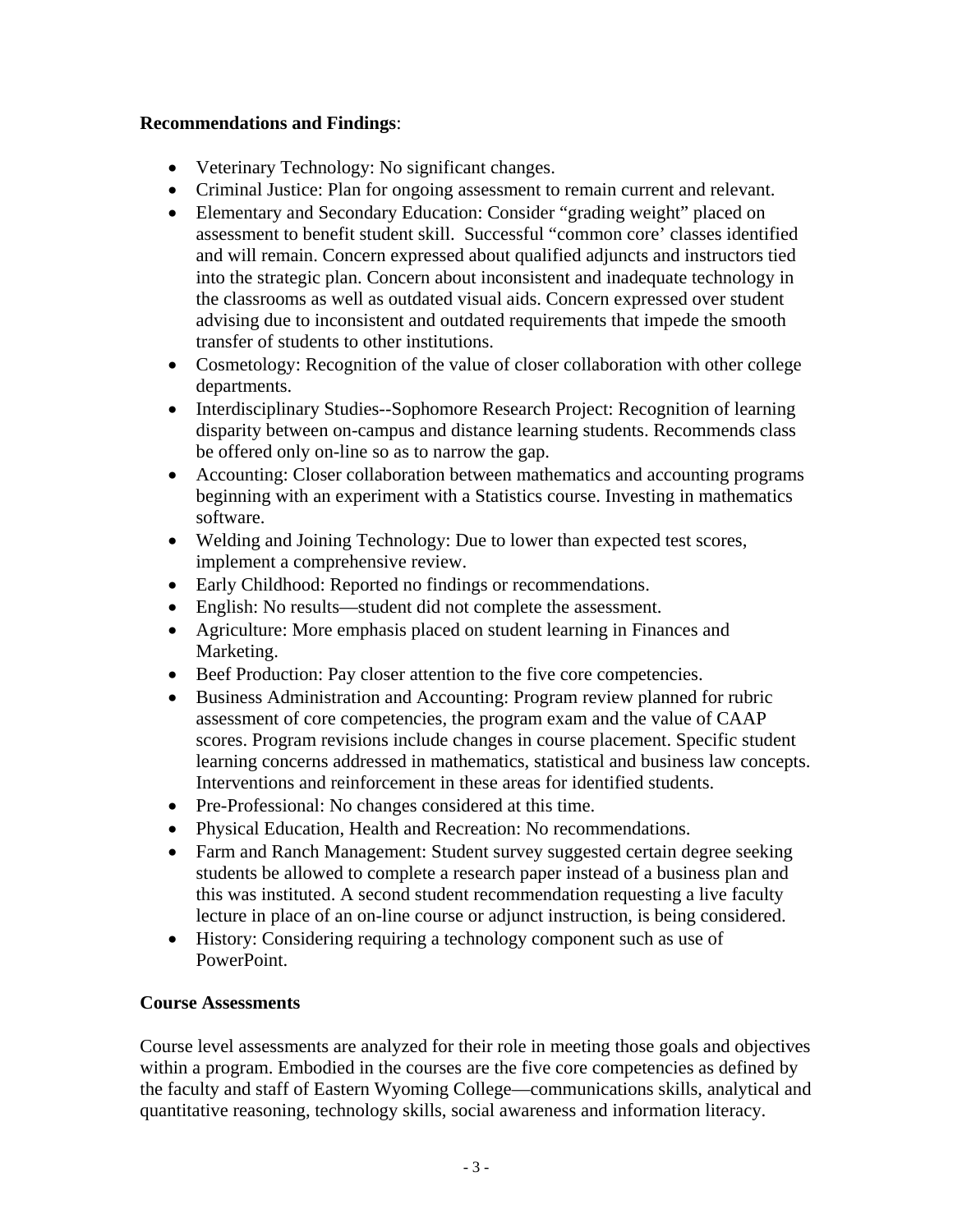**Recommendations and Findings**:

- Veterinary Technology: No significant changes.
- Criminal Justice: Plan for ongoing assessment to remain current and relevant.
- Elementary and Secondary Education: Consider "grading weight" placed on assessment to benefit student skill. Successful "common core' classes identified and will remain. Concern expressed about qualified adjuncts and instructors tied into the strategic plan. Concern about inconsistent and inadequate technology in the classrooms as well as outdated visual aids. Concern expressed over student advising due to inconsistent and outdated requirements that impede the smooth transfer of students to other institutions.
- Cosmetology: Recognition of the value of closer collaboration with other college departments.
- Interdisciplinary Studies--Sophomore Research Project: Recognition of learning disparity between on-campus and distance learning students. Recommends class be offered only on-line so as to narrow the gap.
- Accounting: Closer collaboration between mathematics and accounting programs beginning with an experiment with a Statistics course. Investing in mathematics software.
- Welding and Joining Technology: Due to lower than expected test scores, implement a comprehensive review.
- Early Childhood: Reported no findings or recommendations.
- English: No results—student did not complete the assessment.
- Agriculture: More emphasis placed on student learning in Finances and Marketing.
- Beef Production: Pay closer attention to the five core competencies.
- Business Administration and Accounting: Program review planned for rubric assessment of core competencies, the program exam and the value of CAAP scores. Program revisions include changes in course placement. Specific student learning concerns addressed in mathematics, statistical and business law concepts. Interventions and reinforcement in these areas for identified students.
- Pre-Professional: No changes considered at this time.
- Physical Education, Health and Recreation: No recommendations.
- Farm and Ranch Management: Student survey suggested certain degree seeking students be allowed to complete a research paper instead of a business plan and this was instituted. A second student recommendation requesting a live faculty lecture in place of an on-line course or adjunct instruction, is being considered.
- History: Considering requiring a technology component such as use of PowerPoint.

**Course Assessments**

Course level assessments are analyzed for their role in meeting those goals and objectives within a program. Embodied in the courses are the five core competencies as defined by the faculty and staff of Eastern Wyoming College—communications skills, analytical and quantitative reasoning, technology skills, social awareness and information literacy.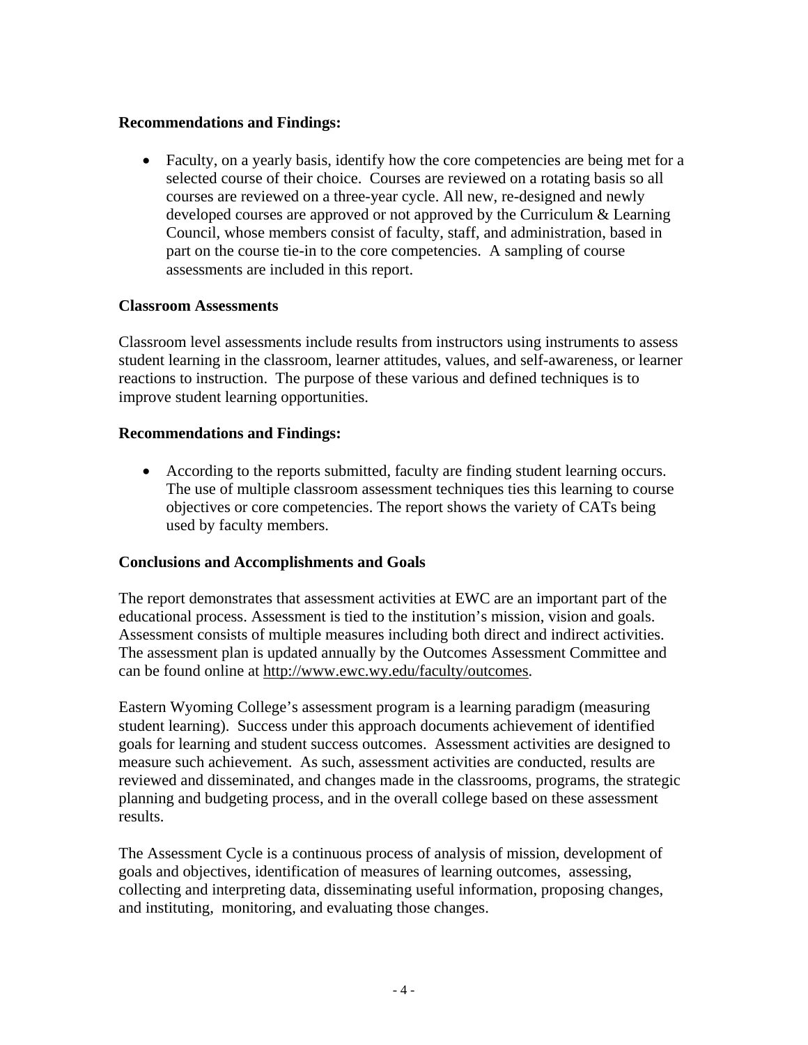**Recommendations and Findings:**

- Faculty, on a yearly basis, identify how the core competencies are being met for a selected course of their choice. Courses are reviewed on a rotating basis so all courses are reviewed on a three-year cycle. All new, re-designed and newly developed courses are approved or not approved by the Curriculum & Learning Council, whose members consist of faculty, staff, and administration, based in part on the course tie-in to the core competencies. A sampling of course assessments are included in this report.

**Classroom Assessments**

Classroom level assessments include results from instructors using instruments to assess student learning in the classroom, learner attitudes, values, and self-awareness, or learner reactions to instruction. The purpose of these various and defined techniques is to improve student learning opportunities.

**Recommendations and Findings:**

- According to the reports submitted, faculty are finding student learning occurs. The use of multiple classroom assessment techniques ties this learning to course objectives or core competencies. The report shows the variety of CATs being used by faculty members.

**Conclusions and Accomplishments and Goals**

The report demonstrates that assessment activities at EWC are an important part of the educational process. Assessment is tied to the institution's mission, vision and goals. Assessment consists of multiple measures including both direct and indirect activities. The assessment plan is updated annually by the Outcomes Assessment Committee and can be found online at http://www.ewc.wy.edu/faculty/outcomes.

Eastern Wyoming College's assessment program is a learning paradigm (measuring student learning). Success under this approach documents achievement of identified goals for learning and student success outcomes. Assessment activities are designed to measure such achievement. As such, assessment activities are conducted, results are reviewed and disseminated, and changes made in the classrooms, programs, the strategic planning and budgeting process, and in the overall college based on these assessment results.

The Assessment Cycle is a continuous process of analysis of mission, development of goals and objectives, identification of measures of learning outcomes, assessing, collecting and interpreting data, disseminating useful information, proposing changes, and instituting, monitoring, and evaluating those changes.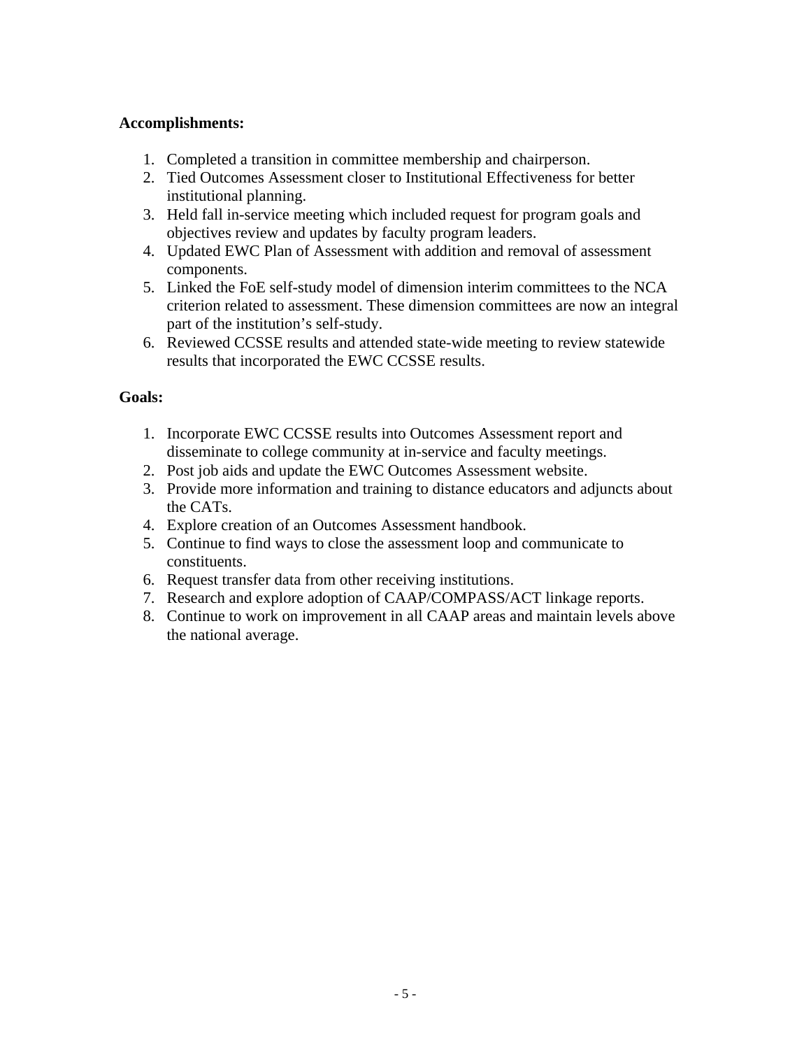**Accomplishments:**

1. Completed a transition in committee membership and chairperson.
2. Tied Outcomes Assessment closer to Institutional Effectiveness for better institutional planning.
3. Held fall in-service meeting which included request for program goals and objectives review and updates by faculty program leaders.
4. Updated EWC Plan of Assessment with addition and removal of assessment components.
5. Linked the FoE self-study model of dimension interim committees to the NCA criterion related to assessment. These dimension committees are now an integral part of the institution's self-study.
6. Reviewed CCSSE results and attended state-wide meeting to review statewide results that incorporated the EWC CCSSE results.

**Goals:**

1. Incorporate EWC CCSSE results into Outcomes Assessment report and disseminate to college community at in-service and faculty meetings.
2. Post job aids and update the EWC Outcomes Assessment website.
3. Provide more information and training to distance educators and adjuncts about the CATs.
4. Explore creation of an Outcomes Assessment handbook.
5. Continue to find ways to close the assessment loop and communicate to constituents.
6. Request transfer data from other receiving institutions.
7. Research and explore adoption of CAAP/COMPASS/ACT linkage reports.
8. Continue to work on improvement in all CAAP areas and maintain levels above the national average.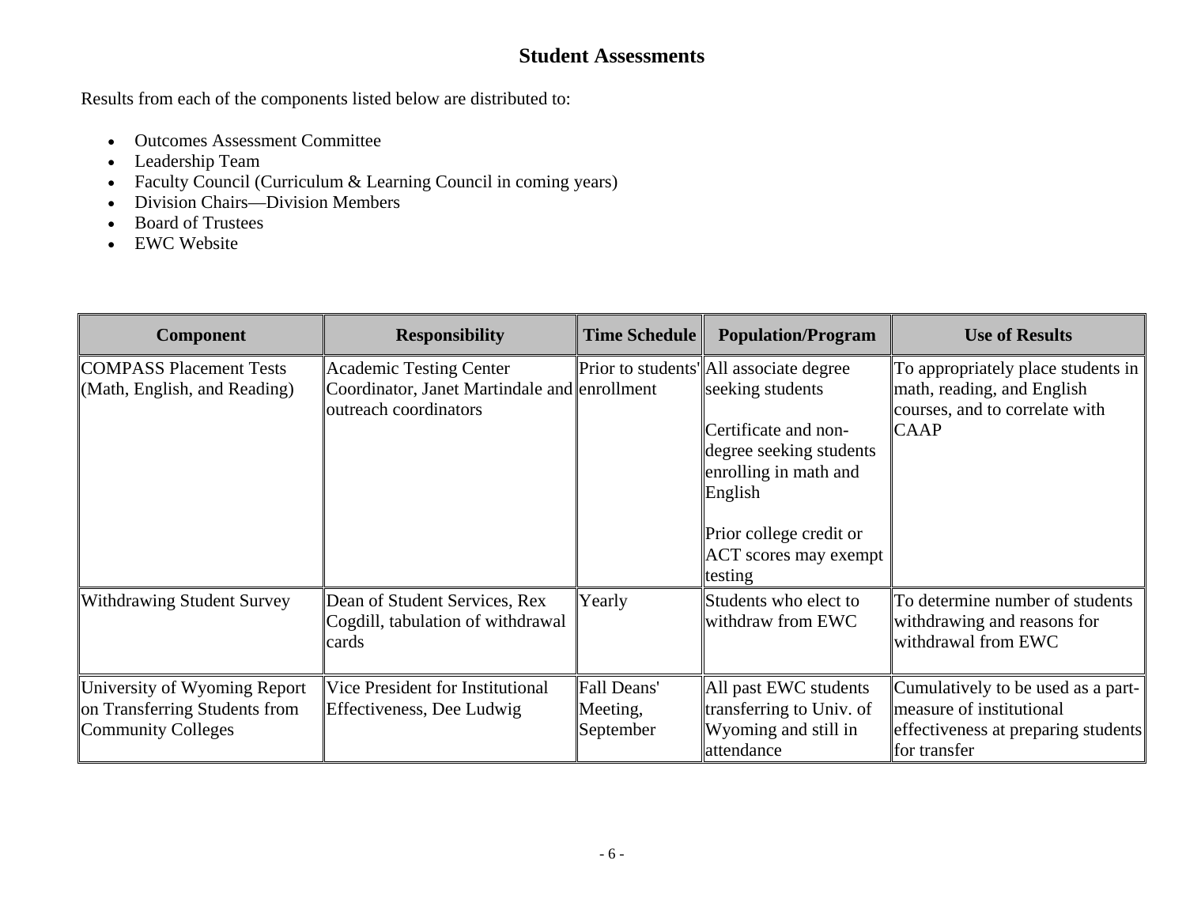## Student Assessments

Results from each of the components listed below are distributed to:

- Outcomes Assessment Committee
- Leadership Team
- Faculty Council (Curriculum & Learning Council in coming years)
- Division Chairs—Division Members
- Board of Trustees
- EWC Website

| Component | Responsibility | Time Schedule | Population/Program | Use of Results |
|---|---|---|---|---|
| COMPASS Placement Tests (Math, English, and Reading) | Academic Testing Center Coordinator, Janet Martindale and outreach coordinators | Prior to students' enrollment | All associate degree seeking students<br><br>Certificate and non-degree seeking students enrolling in math and English<br><br>Prior college credit or ACT scores may exempt testing | To appropriately place students in math, reading, and English courses, and to correlate with CAAP |
| Withdrawing Student Survey | Dean of Student Services, Rex Cogdill, tabulation of withdrawal cards | Yearly | Students who elect to withdraw from EWC | To determine number of students withdrawing and reasons for withdrawal from EWC |
| University of Wyoming Report on Transferring Students from Community Colleges | Vice President for Institutional Effectiveness, Dee Ludwig | Fall Deans' Meeting, September | All past EWC students transferring to Univ. of Wyoming and still in attendance | Cumulatively to be used as a part-measure of institutional effectiveness at preparing students for transfer |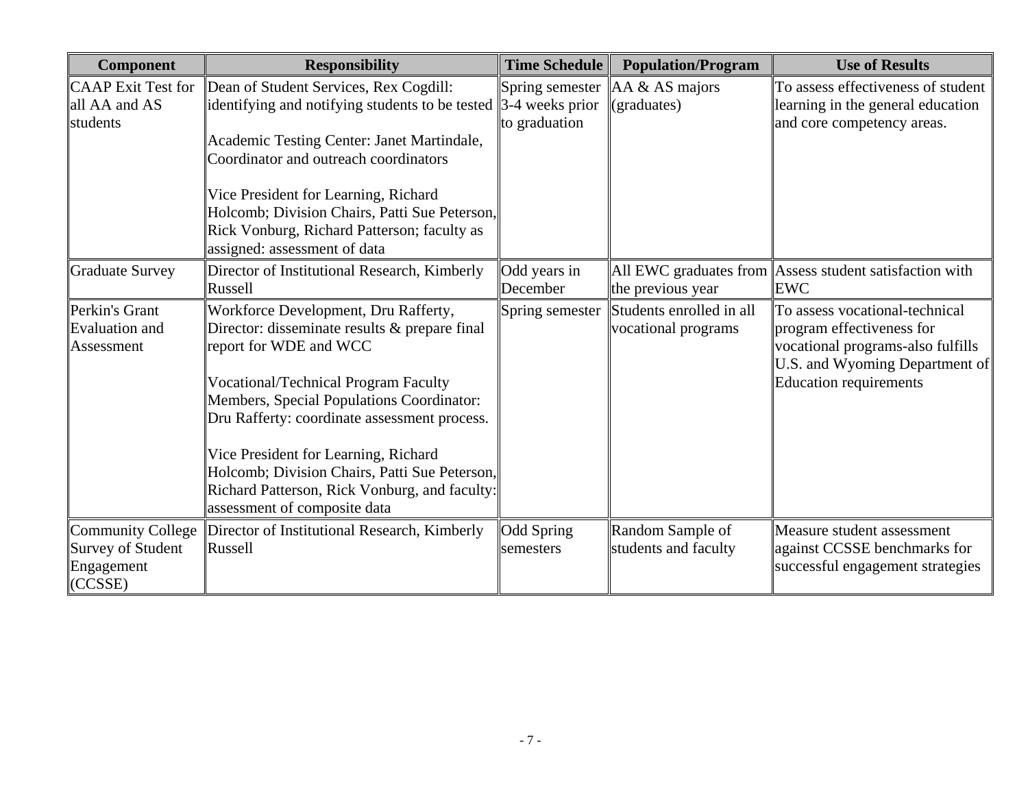| Component | Responsibility | Time Schedule | Population/Program | Use of Results |
|---|---|---|---|---|
| CAAP Exit Test for all AA and AS students | Dean of Student Services, Rex Cogdill: identifying and notifying students to be tested<br><br>Academic Testing Center: Janet Martindale, Coordinator and outreach coordinators<br><br>Vice President for Learning, Richard Holcomb; Division Chairs, Patti Sue Peterson, Rick Vonburg, Richard Patterson; faculty as assigned: assessment of data | Spring semester 3-4 weeks prior to graduation | AA & AS majors (graduates) | To assess effectiveness of student learning in the general education and core competency areas. |
| Graduate Survey | Director of Institutional Research, Kimberly Russell | Odd years in December | All EWC graduates from the previous year | Assess student satisfaction with EWC |
| Perkin's Grant Evaluation and Assessment | Workforce Development, Dru Rafferty, Director: disseminate results & prepare final report for WDE and WCC<br><br>Vocational/Technical Program Faculty Members, Special Populations Coordinator: Dru Rafferty: coordinate assessment process.<br><br>Vice President for Learning, Richard Holcomb; Division Chairs, Patti Sue Peterson, Richard Patterson, Rick Vonburg, and faculty: assessment of composite data | Spring semester | Students enrolled in all vocational programs | To assess vocational-technical program effectiveness for vocational programs-also fulfills U.S. and Wyoming Department of Education requirements |
| Community College Survey of Student Engagement (CCSSE) | Director of Institutional Research, Kimberly Russell | Odd Spring semesters | Random Sample of students and faculty | Measure student assessment against CCSSE benchmarks for successful engagement strategies |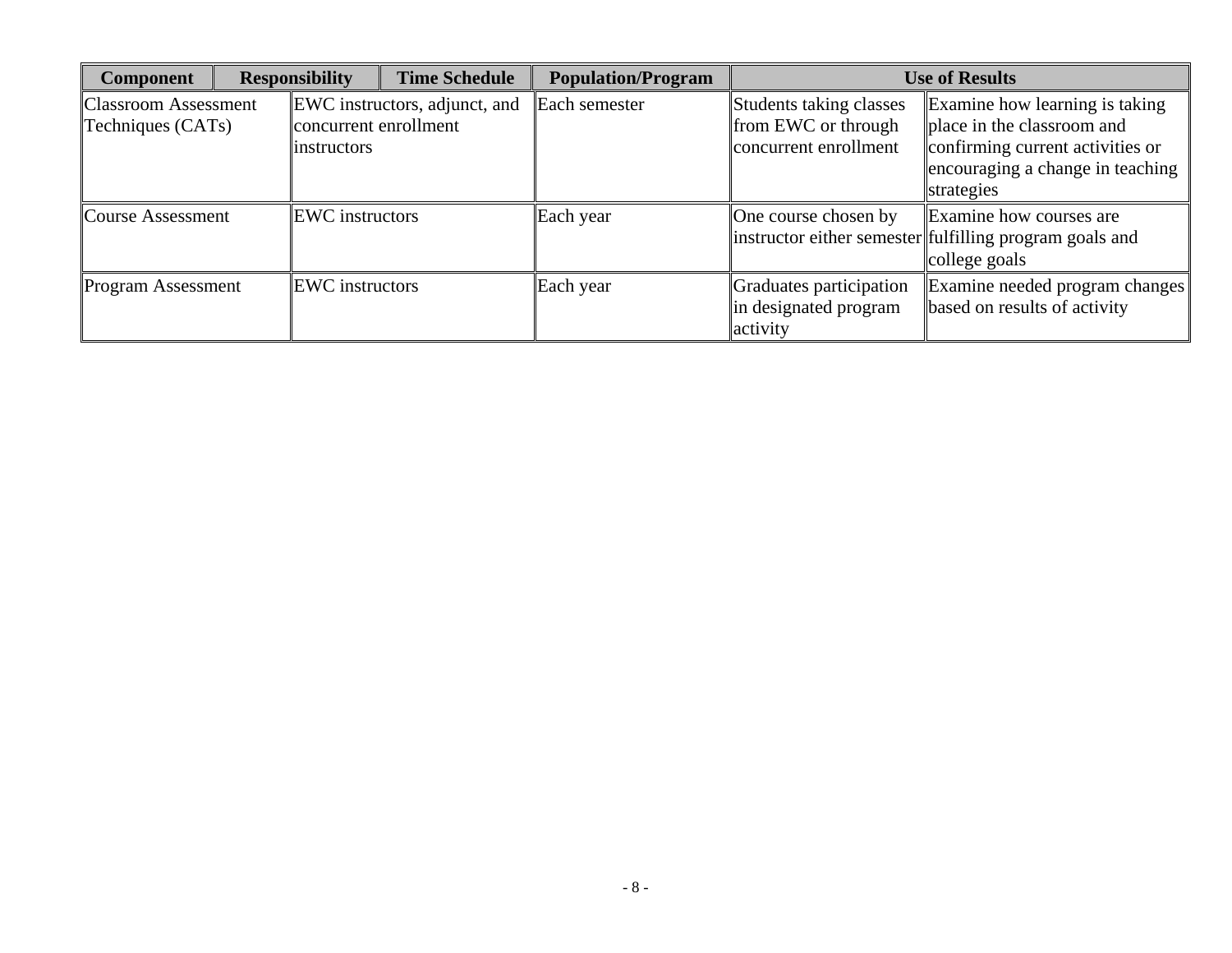| Component | Responsibility | Time Schedule | Population/Program | Use of Results |
|---|---|---|---|---|
| Classroom Assessment Techniques (CATs) | EWC instructors, adjunct, and concurrent enrollment instructors | Each semester | Students taking classes from EWC or through concurrent enrollment | Examine how learning is taking place in the classroom and confirming current activities or encouraging a change in teaching strategies |
| Course Assessment | EWC instructors | Each year | One course chosen by instructor either semester | Examine how courses are fulfilling program goals and college goals |
| Program Assessment | EWC instructors | Each year | Graduates participation in designated program activity | Examine needed program changes based on results of activity |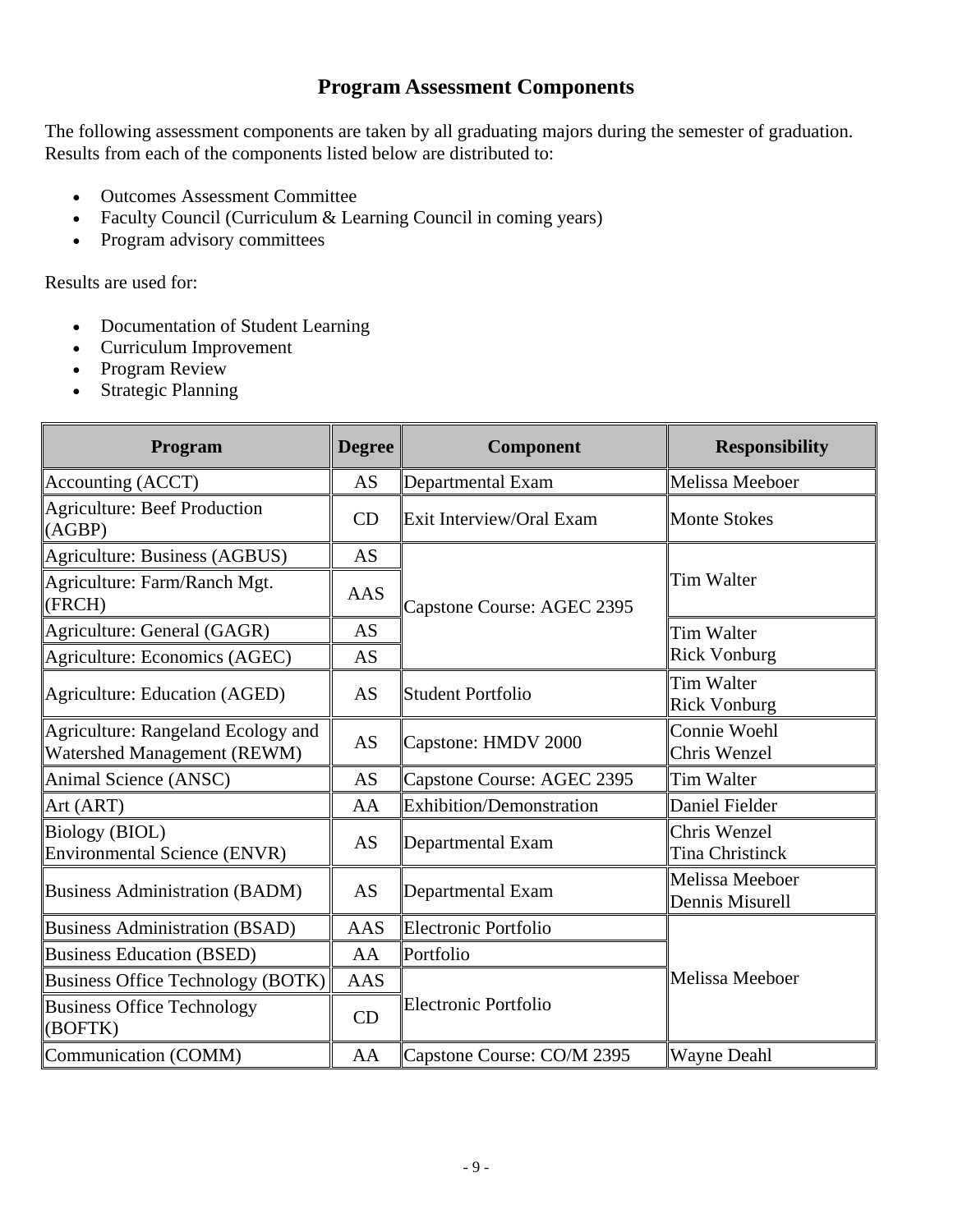## Program Assessment Components

The following assessment components are taken by all graduating majors during the semester of graduation. Results from each of the components listed below are distributed to:

- Outcomes Assessment Committee
- Faculty Council (Curriculum & Learning Council in coming years)
- Program advisory committees

Results are used for:

- Documentation of Student Learning
- Curriculum Improvement
- Program Review
- Strategic Planning

| Program | Degree | Component | Responsibility |
|---|---|---|---|
| Accounting (ACCT) | AS | Departmental Exam | Melissa Meeboer |
| Agriculture: Beef Production (AGBP) | CD | Exit Interview/Oral Exam | Monte Stokes |
| Agriculture: Business (AGBUS) | AS | Capstone Course: AGEC 2395 | Tim Walter |
| Agriculture: Farm/Ranch Mgt. (FRCH) | AAS | Capstone Course: AGEC 2395 | Tim Walter |
| Agriculture: General (GAGR) | AS | Capstone Course: AGEC 2395 | Tim Walter<br>Rick Vonburg |
| Agriculture: Economics (AGEC) | AS | Capstone Course: AGEC 2395 | Tim Walter<br>Rick Vonburg |
| Agriculture: Education (AGED) | AS | Student Portfolio | Tim Walter<br>Rick Vonburg |
| Agriculture: Rangeland Ecology and Watershed Management (REWM) | AS | Capstone: HMDV 2000 | Connie Woehl<br>Chris Wenzel |
| Animal Science (ANSC) | AS | Capstone Course: AGEC 2395 | Tim Walter |
| Art (ART) | AA | Exhibition/Demonstration | Daniel Fielder |
| Biology (BIOL)<br>Environmental Science (ENVR) | AS | Departmental Exam | Chris Wenzel<br>Tina Christinck |
| Business Administration (BADM) | AS | Departmental Exam | Melissa Meeboer<br>Dennis Misurell |
| Business Administration (BSAD) | AAS | Electronic Portfolio | Melissa Meeboer |
| Business Education (BSED) | AA | Portfolio | Melissa Meeboer |
| Business Office Technology (BOTK) | AAS | Electronic Portfolio | Melissa Meeboer |
| Business Office Technology (BOFTK) | CD | Electronic Portfolio | Melissa Meeboer |
| Communication (COMM) | AA | Capstone Course: CO/M 2395 | Wayne Deahl |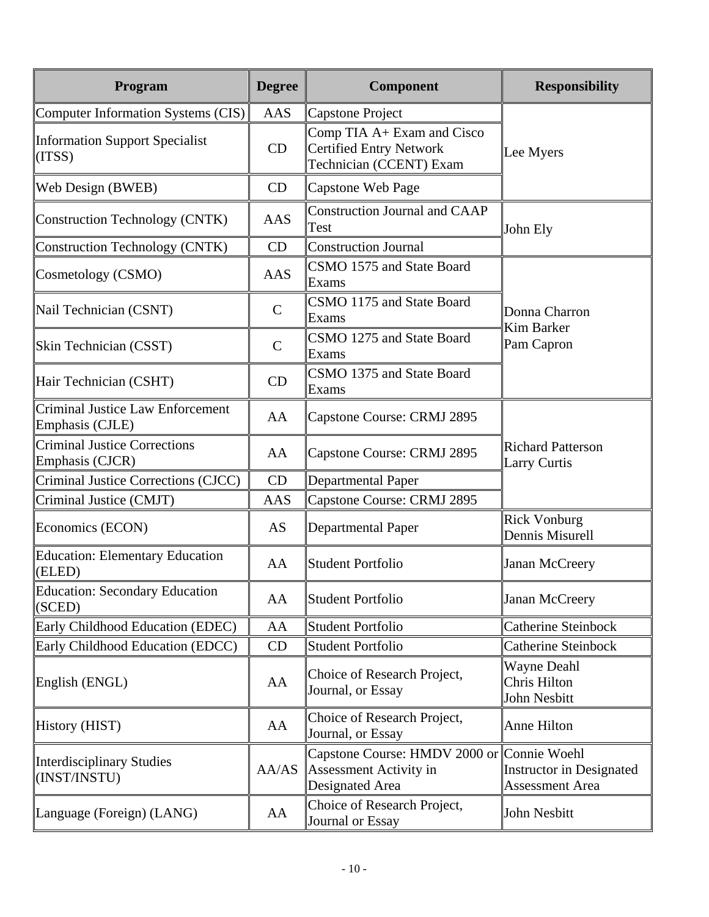| Program | Degree | Component | Responsibility |
|---|---|---|---|
| Computer Information Systems (CIS) | AAS | Capstone Project | Lee Myers |
| Information Support Specialist (ITSS) | CD | Comp TIA A+ Exam and Cisco Certified Entry Network Technician (CCENT) Exam | |
| Web Design (BWEB) | CD | Capstone Web Page | |
| Construction Technology (CNTK) | AAS | Construction Journal and CAAP Test | John Ely |
| Construction Technology (CNTK) | CD | Construction Journal | |
| Cosmetology (CSMO) | AAS | CSMO 1575 and State Board Exams | Donna Charron<br>Kim Barker<br>Pam Capron |
| Nail Technician (CSNT) | C | CSMO 1175 and State Board Exams | |
| Skin Technician (CSST) | C | CSMO 1275 and State Board Exams | |
| Hair Technician (CSHT) | CD | CSMO 1375 and State Board Exams | |
| Criminal Justice Law Enforcement Emphasis (CJLE) | AA | Capstone Course: CRMJ 2895 | Richard Patterson<br>Larry Curtis |
| Criminal Justice Corrections Emphasis (CJCR) | AA | Capstone Course: CRMJ 2895 | |
| Criminal Justice Corrections (CJCC) | CD | Departmental Paper | |
| Criminal Justice (CMJT) | AAS | Capstone Course: CRMJ 2895 | |
| Economics (ECON) | AS | Departmental Paper | Rick Vonburg<br>Dennis Misurell |
| Education: Elementary Education (ELED) | AA | Student Portfolio | Janan McCreery |
| Education: Secondary Education (SCED) | AA | Student Portfolio | Janan McCreery |
| Early Childhood Education (EDEC) | AA | Student Portfolio | Catherine Steinbock |
| Early Childhood Education (EDCC) | CD | Student Portfolio | Catherine Steinbock |
| English (ENGL) | AA | Choice of Research Project, Journal, or Essay | Wayne Deahl<br>Chris Hilton<br>John Nesbitt |
| History (HIST) | AA | Choice of Research Project, Journal, or Essay | Anne Hilton |
| Interdisciplinary Studies (INST/INSTU) | AA/AS | Capstone Course: HMDV 2000 or Assessment Activity in Designated Area | Connie Woehl<br>Instructor in Designated Assessment Area |
| Language (Foreign) (LANG) | AA | Choice of Research Project, Journal or Essay | John Nesbitt |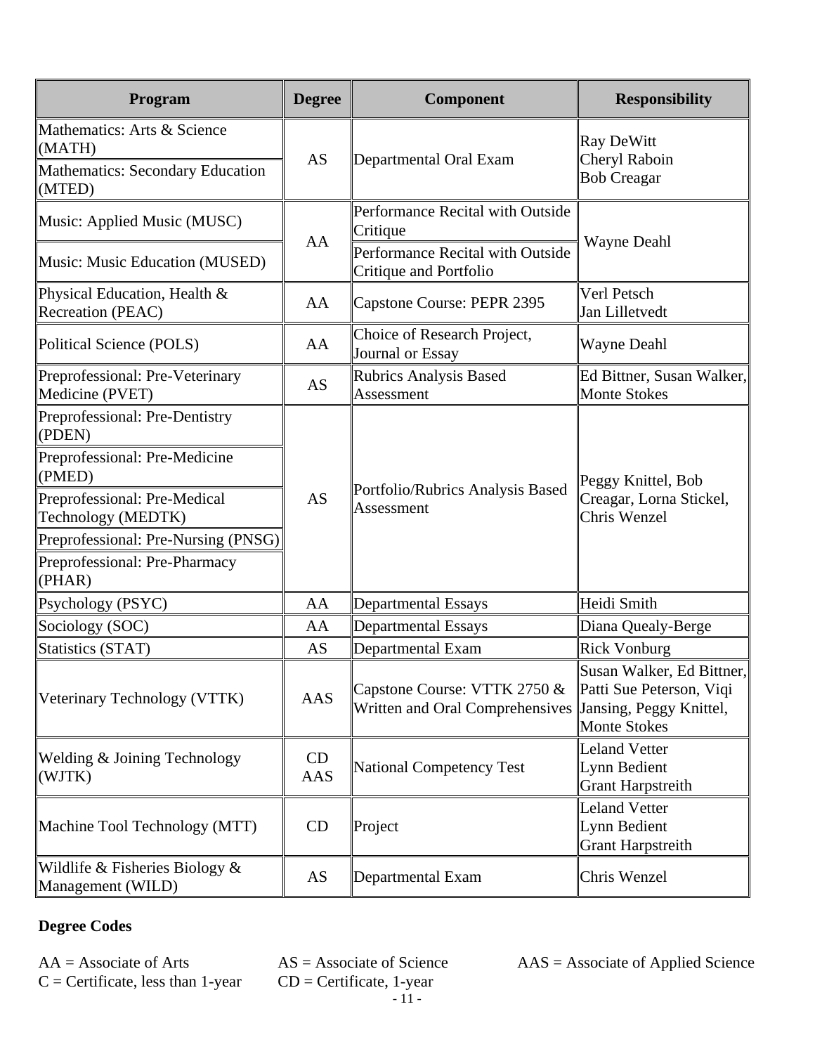| Program | Degree | Component | Responsibility |
| --- | --- | --- | --- |
| Mathematics: Arts & Science (MATH) | AS | Departmental Oral Exam | Ray DeWitt<br>Cheryl Raboin<br>Bob Creagar |
| Mathematics: Secondary Education (MTED) | | | |
| Music: Applied Music (MUSC) | AA | Performance Recital with Outside Critique | Wayne Deahl |
| Music: Music Education (MUSED) | | Performance Recital with Outside Critique and Portfolio | |
| Physical Education, Health & Recreation (PEAC) | AA | Capstone Course: PEPR 2395 | Verl Petsch<br>Jan Lilletvedt |
| Political Science (POLS) | AA | Choice of Research Project, Journal or Essay | Wayne Deahl |
| Preprofessional: Pre-Veterinary Medicine (PVET) | AS | Rubrics Analysis Based Assessment | Ed Bittner, Susan Walker, Monte Stokes |
| Preprofessional: Pre-Dentistry (PDEN) | AS | Portfolio/Rubrics Analysis Based Assessment | Peggy Knittel, Bob Creagar, Lorna Stickel, Chris Wenzel |
| Preprofessional: Pre-Medicine (PMED) | | | |
| Preprofessional: Pre-Medical Technology (MEDTK) | | | |
| Preprofessional: Pre-Nursing (PNSG) | | | |
| Preprofessional: Pre-Pharmacy (PHAR) | | | |
| Psychology (PSYC) | AA | Departmental Essays | Heidi Smith |
| Sociology (SOC) | AA | Departmental Essays | Diana Quealy-Berge |
| Statistics (STAT) | AS | Departmental Exam | Rick Vonburg |
| Veterinary Technology (VTTK) | AAS | Capstone Course: VTTK 2750 & Written and Oral Comprehensives | Susan Walker, Ed Bittner, Patti Sue Peterson, Viqi Jansing, Peggy Knittel, Monte Stokes |
| Welding & Joining Technology (WJTK) | CD<br>AAS | National Competency Test | Leland Vetter<br>Lynn Bedient<br>Grant Harpstreith |
| Machine Tool Technology (MTT) | CD | Project | Leland Vetter<br>Lynn Bedient<br>Grant Harpstreith |
| Wildlife & Fisheries Biology & Management (WILD) | AS | Departmental Exam | Chris Wenzel |

**Degree Codes**

AA = Associate of Arts  AS = Associate of Science  AAS = Associate of Applied Science
C = Certificate, less than 1-year  CD = Certificate, 1-year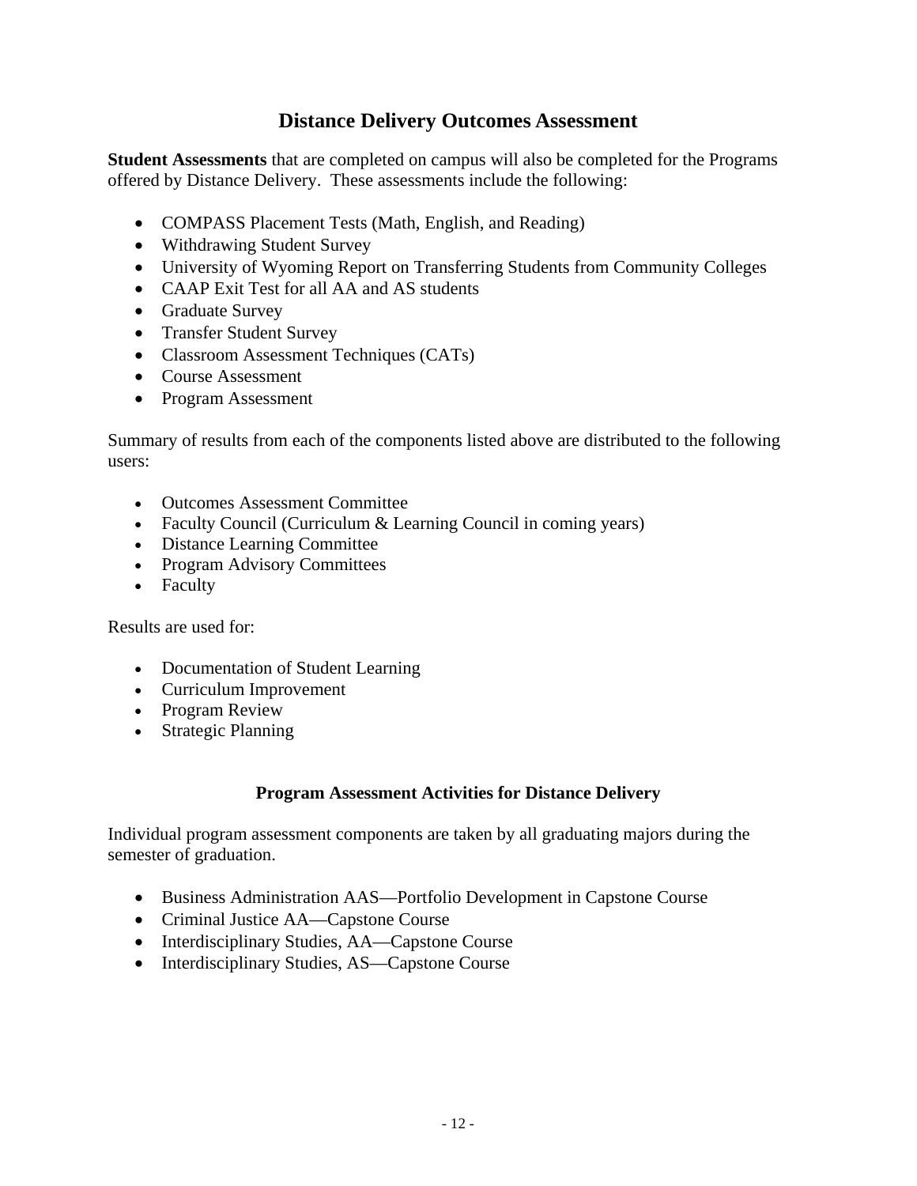## Distance Delivery Outcomes Assessment

**Student Assessments** that are completed on campus will also be completed for the Programs offered by Distance Delivery. These assessments include the following:

- COMPASS Placement Tests (Math, English, and Reading)
- Withdrawing Student Survey
- University of Wyoming Report on Transferring Students from Community Colleges
- CAAP Exit Test for all AA and AS students
- Graduate Survey
- Transfer Student Survey
- Classroom Assessment Techniques (CATs)
- Course Assessment
- Program Assessment

Summary of results from each of the components listed above are distributed to the following users:

- Outcomes Assessment Committee
- Faculty Council (Curriculum & Learning Council in coming years)
- Distance Learning Committee
- Program Advisory Committees
- Faculty

Results are used for:

- Documentation of Student Learning
- Curriculum Improvement
- Program Review
- Strategic Planning

### Program Assessment Activities for Distance Delivery

Individual program assessment components are taken by all graduating majors during the semester of graduation.

- Business Administration AAS—Portfolio Development in Capstone Course
- Criminal Justice AA—Capstone Course
- Interdisciplinary Studies, AA—Capstone Course
- Interdisciplinary Studies, AS—Capstone Course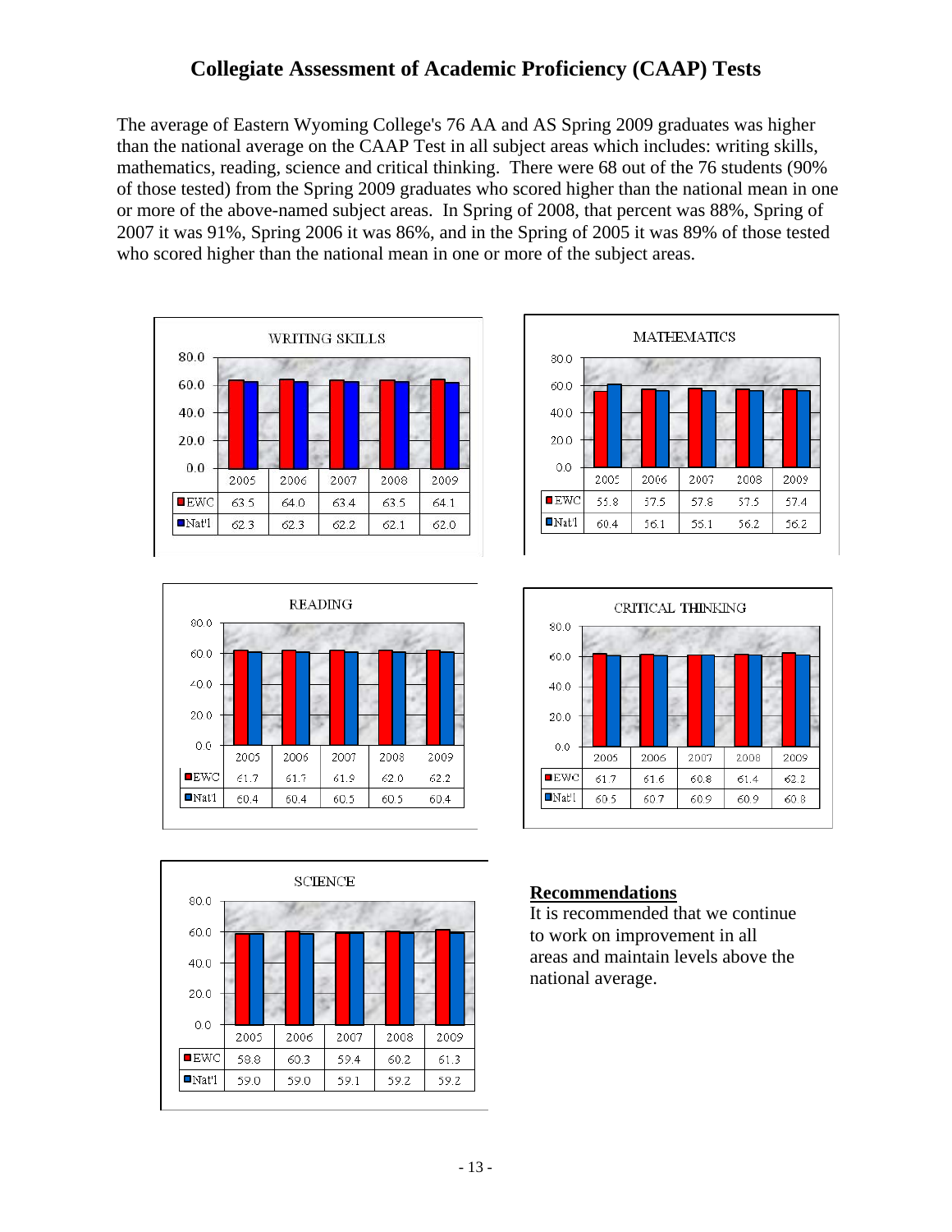# Collegiate Assessment of Academic Proficiency (CAAP) Tests

The average of Eastern Wyoming College's 76 AA and AS Spring 2009 graduates was higher than the national average on the CAAP Test in all subject areas which includes: writing skills, mathematics, reading, science and critical thinking. There were 68 out of the 76 students (90% of those tested) from the Spring 2009 graduates who scored higher than the national mean in one or more of the above-named subject areas. In Spring of 2008, that percent was 88%, Spring of 2007 it was 91%, Spring 2006 it was 86%, and in the Spring of 2005 it was 89% of those tested who scored higher than the national mean in one or more of the subject areas.

**WRITING SKILLS**

| | 2005 | 2006 | 2007 | 2008 | 2009 |
|---|---|---|---|---|---|
| EWC | 63.5 | 64.0 | 63.4 | 63.5 | 64.1 |
| Nat'l | 62.3 | 62.3 | 62.2 | 62.1 | 62.0 |

**MATHEMATICS**

| | 2005 | 2006 | 2007 | 2008 | 2009 |
|---|---|---|---|---|---|
| EWC | 55.8 | 57.5 | 57.8 | 57.5 | 57.4 |
| Nat'l | 60.4 | 56.1 | 56.1 | 56.2 | 56.2 |

**READING**

| | 2005 | 2006 | 2007 | 2008 | 2009 |
|---|---|---|---|---|---|
| EWC | 61.7 | 61.7 | 61.9 | 62.0 | 62.2 |
| Nat'l | 60.4 | 60.4 | 60.5 | 60.5 | 60.4 |

**CRITICAL THINKING**

| | 2005 | 2006 | 2007 | 2008 | 2009 |
|---|---|---|---|---|---|
| EWC | 61.7 | 61.6 | 60.8 | 61.4 | 62.2 |
| Nat'l | 60.5 | 60.7 | 60.9 | 60.9 | 60.8 |

**SCIENCE**

| | 2005 | 2006 | 2007 | 2008 | 2009 |
|---|---|---|---|---|---|
| EWC | 58.8 | 60.3 | 59.4 | 60.2 | 61.3 |
| Nat'l | 59.0 | 59.0 | 59.1 | 59.2 | 59.2 |

## Recommendations

It is recommended that we continue to work on improvement in all areas and maintain levels above the national average.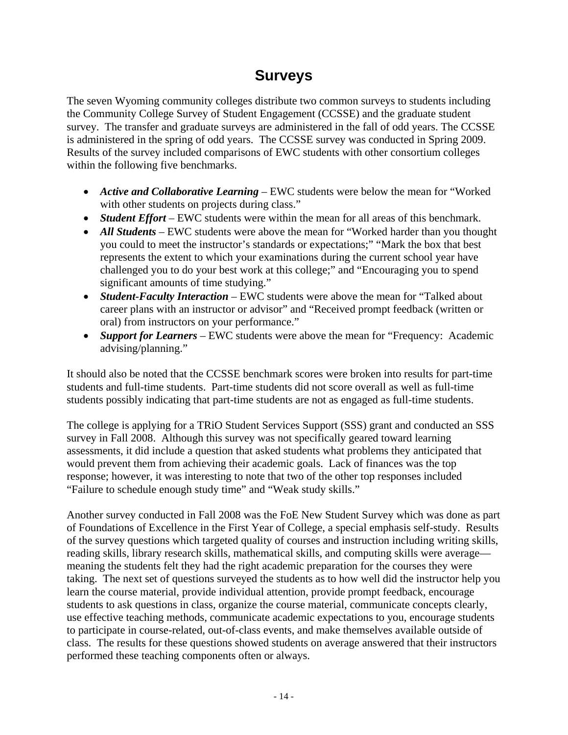# Surveys

The seven Wyoming community colleges distribute two common surveys to students including the Community College Survey of Student Engagement (CCSSE) and the graduate student survey. The transfer and graduate surveys are administered in the fall of odd years. The CCSSE is administered in the spring of odd years. The CCSSE survey was conducted in Spring 2009. Results of the survey included comparisons of EWC students with other consortium colleges within the following five benchmarks.

- ***Active and Collaborative Learning*** – EWC students were below the mean for "Worked with other students on projects during class."
- ***Student Effort*** – EWC students were within the mean for all areas of this benchmark.
- ***All Students*** – EWC students were above the mean for "Worked harder than you thought you could to meet the instructor's standards or expectations;" "Mark the box that best represents the extent to which your examinations during the current school year have challenged you to do your best work at this college;" and "Encouraging you to spend significant amounts of time studying."
- ***Student-Faculty Interaction*** – EWC students were above the mean for "Talked about career plans with an instructor or advisor" and "Received prompt feedback (written or oral) from instructors on your performance."
- ***Support for Learners*** – EWC students were above the mean for "Frequency: Academic advising/planning."

It should also be noted that the CCSSE benchmark scores were broken into results for part-time students and full-time students. Part-time students did not score overall as well as full-time students possibly indicating that part-time students are not as engaged as full-time students.

The college is applying for a TRiO Student Services Support (SSS) grant and conducted an SSS survey in Fall 2008. Although this survey was not specifically geared toward learning assessments, it did include a question that asked students what problems they anticipated that would prevent them from achieving their academic goals. Lack of finances was the top response; however, it was interesting to note that two of the other top responses included "Failure to schedule enough study time" and "Weak study skills."

Another survey conducted in Fall 2008 was the FoE New Student Survey which was done as part of Foundations of Excellence in the First Year of College, a special emphasis self-study. Results of the survey questions which targeted quality of courses and instruction including writing skills, reading skills, library research skills, mathematical skills, and computing skills were average—meaning the students felt they had the right academic preparation for the courses they were taking. The next set of questions surveyed the students as to how well did the instructor help you learn the course material, provide individual attention, provide prompt feedback, encourage students to ask questions in class, organize the course material, communicate concepts clearly, use effective teaching methods, communicate academic expectations to you, encourage students to participate in course-related, out-of-class events, and make themselves available outside of class. The results for these questions showed students on average answered that their instructors performed these teaching components often or always.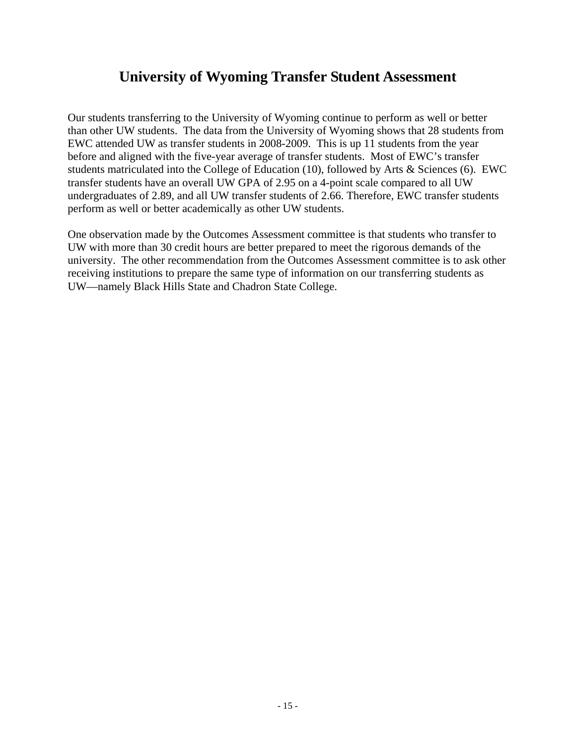# University of Wyoming Transfer Student Assessment

Our students transferring to the University of Wyoming continue to perform as well or better than other UW students. The data from the University of Wyoming shows that 28 students from EWC attended UW as transfer students in 2008-2009. This is up 11 students from the year before and aligned with the five-year average of transfer students. Most of EWC's transfer students matriculated into the College of Education (10), followed by Arts & Sciences (6). EWC transfer students have an overall UW GPA of 2.95 on a 4-point scale compared to all UW undergraduates of 2.89, and all UW transfer students of 2.66. Therefore, EWC transfer students perform as well or better academically as other UW students.

One observation made by the Outcomes Assessment committee is that students who transfer to UW with more than 30 credit hours are better prepared to meet the rigorous demands of the university. The other recommendation from the Outcomes Assessment committee is to ask other receiving institutions to prepare the same type of information on our transferring students as UW—namely Black Hills State and Chadron State College.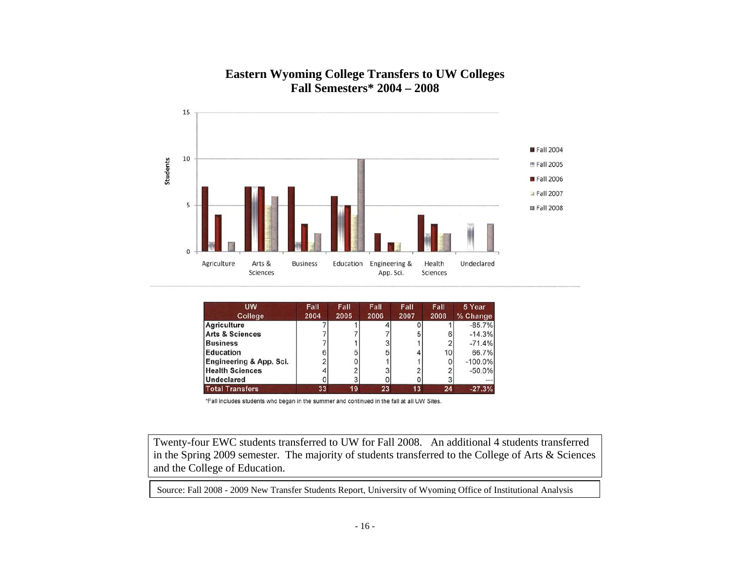# Eastern Wyoming College Transfers to UW Colleges
## Fall Semesters* 2004 – 2008

| UW College | Fall 2004 | Fall 2005 | Fall 2006 | Fall 2007 | Fall 2008 | 5 Year % Change |
|---|---|---|---|---|---|---|
| Agriculture | 7 | 1 | 4 | 0 | 1 | -85.7% |
| Arts & Sciences | 7 | 7 | 7 | 5 | 6 | -14.3% |
| Business | 7 | 1 | 3 | 1 | 2 | -71.4% |
| Education | 6 | 5 | 5 | 4 | 10 | 66.7% |
| Engineering & App. Sci. | 2 | 0 | 1 | 1 | 0 | -100.0% |
| Health Sciences | 4 | 2 | 3 | 2 | 2 | -50.0% |
| Undeclared | 0 | 3 | 0 | 0 | 3 | --- |
| **Total Transfers** | **33** | **19** | **23** | **13** | **24** | **-27.3%** |

*Fall includes students who began in the summer and continued in the fall at all UW Sites.

Twenty-four EWC students transferred to UW for Fall 2008. An additional 4 students transferred in the Spring 2009 semester. The majority of students transferred to the College of Arts & Sciences and the College of Education.

Source: Fall 2008 - 2009 New Transfer Students Report, University of Wyoming Office of Institutional Analysis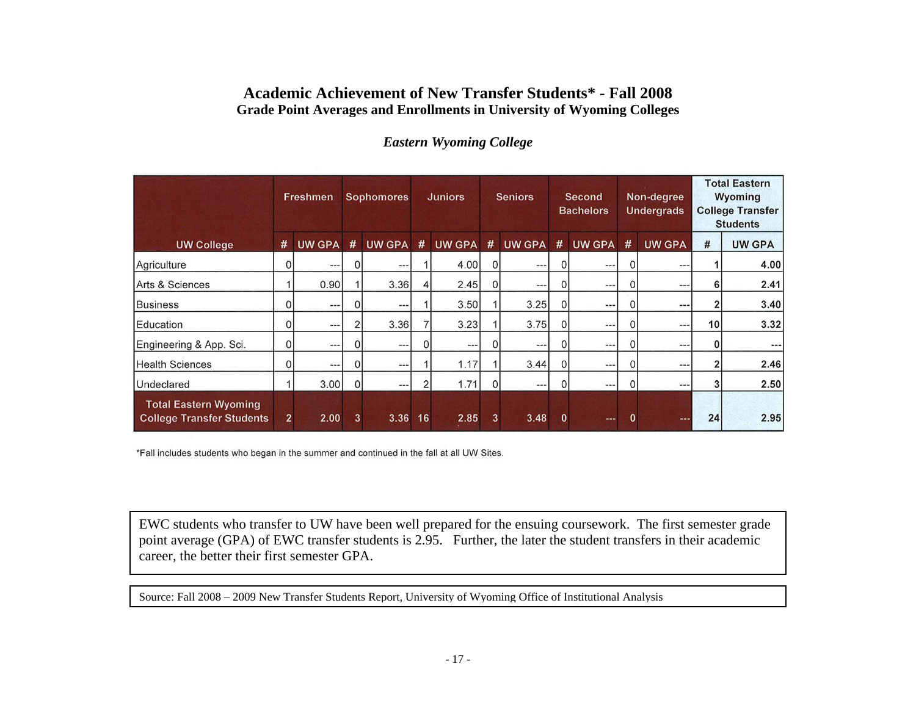# Academic Achievement of New Transfer Students* - Fall 2008

## Grade Point Averages and Enrollments in University of Wyoming Colleges

### *Eastern Wyoming College*

| | Freshmen | | Sophomores | | Juniors | | Seniors | | Second Bachelors | | Non-degree Undergrads | | Total Eastern Wyoming College Transfer Students | |
|---|---|---|---|---|---|---|---|---|---|---|---|---|---|---|
| UW College | # | UW GPA | # | UW GPA | # | UW GPA | # | UW GPA | # | UW GPA | # | UW GPA | # | UW GPA |
| Agriculture | 0 | --- | 0 | --- | 1 | 4.00 | 0 | --- | 0 | --- | 0 | --- | 1 | 4.00 |
| Arts & Sciences | 1 | 0.90 | 1 | 3.36 | 4 | 2.45 | 0 | --- | 0 | --- | 0 | --- | 6 | 2.41 |
| Business | 0 | --- | 0 | --- | 1 | 3.50 | 1 | 3.25 | 0 | --- | 0 | --- | 2 | 3.40 |
| Education | 0 | --- | 2 | 3.36 | 7 | 3.23 | 1 | 3.75 | 0 | --- | 0 | --- | 10 | 3.32 |
| Engineering & App. Sci. | 0 | --- | 0 | --- | 0 | --- | 0 | --- | 0 | --- | 0 | --- | 0 | --- |
| Health Sciences | 0 | --- | 0 | --- | 1 | 1.17 | 1 | 3.44 | 0 | --- | 0 | --- | 2 | 2.46 |
| Undeclared | 1 | 3.00 | 0 | --- | 2 | 1.71 | 0 | --- | 0 | --- | 0 | --- | 3 | 2.50 |
| Total Eastern Wyoming College Transfer Students | 2 | 2.00 | 3 | 3.36 | 16 | 2.85 | 3 | 3.48 | 0 | --- | 0 | --- | 24 | 2.95 |

*Fall includes students who began in the summer and continued in the fall at all UW Sites.

EWC students who transfer to UW have been well prepared for the ensuing coursework. The first semester grade point average (GPA) of EWC transfer students is 2.95. Further, the later the student transfers in their academic career, the better their first semester GPA.

Source: Fall 2008 – 2009 New Transfer Students Report, University of Wyoming Office of Institutional Analysis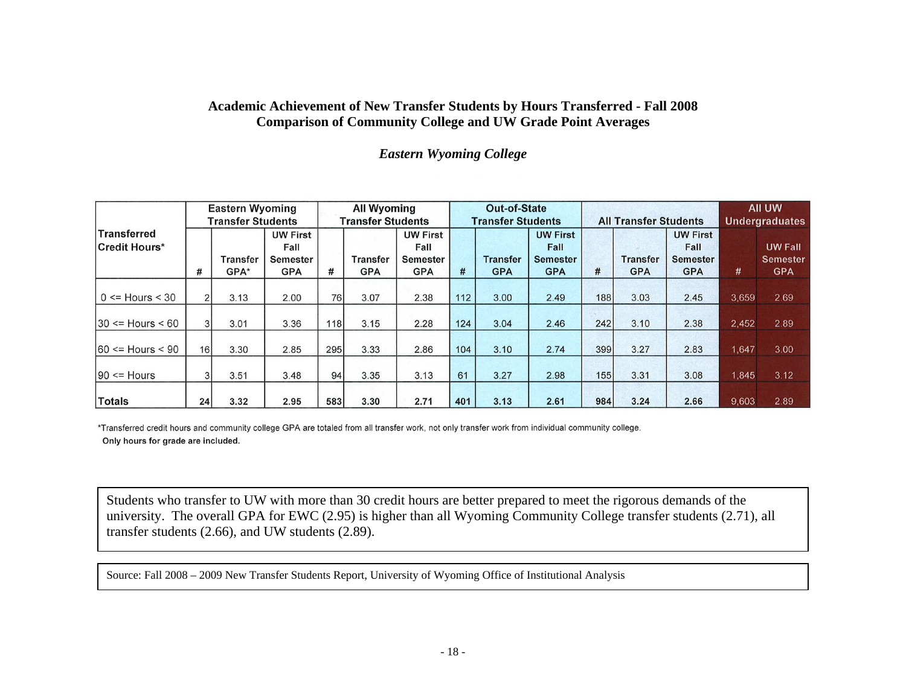## Academic Achievement of New Transfer Students by Hours Transferred - Fall 2008
## Comparison of Community College and UW Grade Point Averages

### *Eastern Wyoming College*

| Transferred Credit Hours* | Eastern Wyoming Transfer Students | | | All Wyoming Transfer Students | | | Out-of-State Transfer Students | | | All Transfer Students | | | All UW Undergraduates | |
|---|---|---|---|---|---|---|---|---|---|---|---|---|---|---|
| | # | Transfer GPA* | UW First Fall Semester GPA | # | Transfer GPA | UW First Fall Semester GPA | # | Transfer GPA | UW First Fall Semester GPA | # | Transfer GPA | UW First Fall Semester GPA | # | UW Fall Semester GPA |
| 0 <= Hours < 30 | 2 | 3.13 | 2.00 | 76 | 3.07 | 2.38 | 112 | 3.00 | 2.49 | 188 | 3.03 | 2.45 | 3,659 | 2.69 |
| 30 <= Hours < 60 | 3 | 3.01 | 3.36 | 118 | 3.15 | 2.28 | 124 | 3.04 | 2.46 | 242 | 3.10 | 2.38 | 2,452 | 2.89 |
| 60 <= Hours < 90 | 16 | 3.30 | 2.85 | 295 | 3.33 | 2.86 | 104 | 3.10 | 2.74 | 399 | 3.27 | 2.83 | 1,647 | 3.00 |
| 90 <= Hours | 3 | 3.51 | 3.48 | 94 | 3.35 | 3.13 | 61 | 3.27 | 2.98 | 155 | 3.31 | 3.08 | 1,845 | 3.12 |
| **Totals** | **24** | **3.32** | **2.95** | **583** | **3.30** | **2.71** | **401** | **3.13** | **2.61** | **984** | **3.24** | **2.66** | 9,603 | 2.89 |

*Transferred credit hours and community college GPA are totaled from all transfer work, not only transfer work from individual community college.
**Only hours for grade are included.**

Students who transfer to UW with more than 30 credit hours are better prepared to meet the rigorous demands of the university. The overall GPA for EWC (2.95) is higher than all Wyoming Community College transfer students (2.71), all transfer students (2.66), and UW students (2.89).

Source: Fall 2008 – 2009 New Transfer Students Report, University of Wyoming Office of Institutional Analysis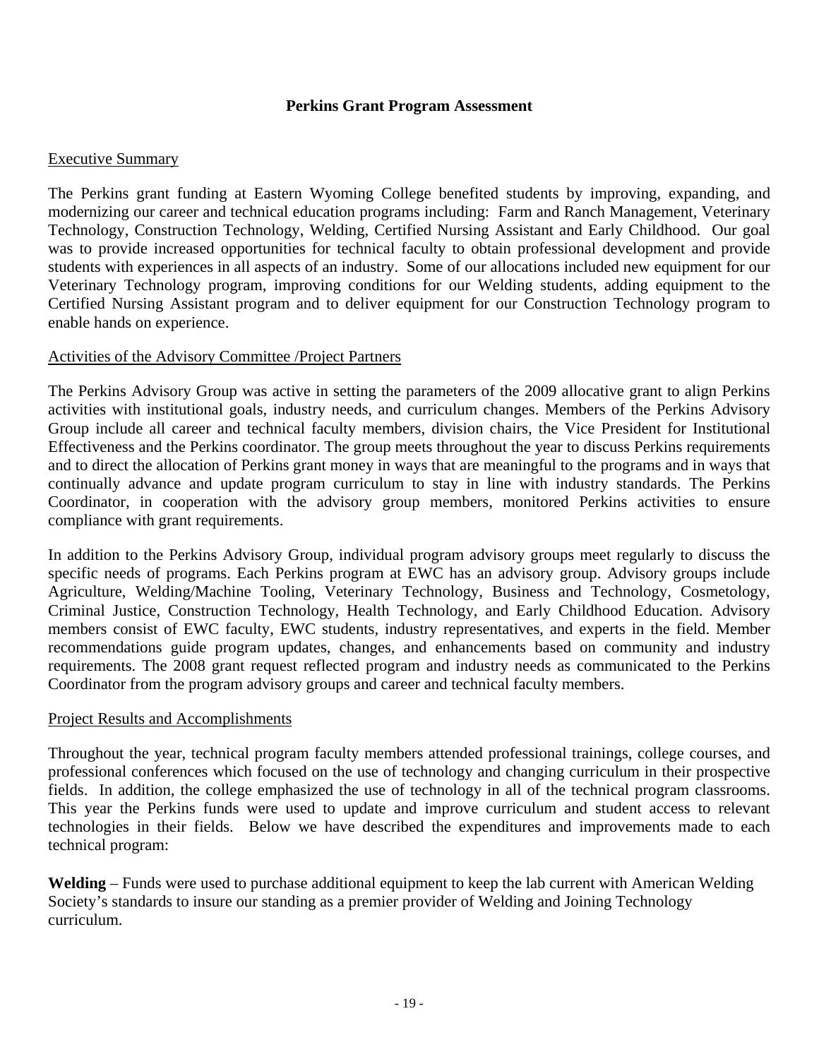## Perkins Grant Program Assessment

### Executive Summary

The Perkins grant funding at Eastern Wyoming College benefited students by improving, expanding, and modernizing our career and technical education programs including: Farm and Ranch Management, Veterinary Technology, Construction Technology, Welding, Certified Nursing Assistant and Early Childhood. Our goal was to provide increased opportunities for technical faculty to obtain professional development and provide students with experiences in all aspects of an industry. Some of our allocations included new equipment for our Veterinary Technology program, improving conditions for our Welding students, adding equipment to the Certified Nursing Assistant program and to deliver equipment for our Construction Technology program to enable hands on experience.

### Activities of the Advisory Committee /Project Partners

The Perkins Advisory Group was active in setting the parameters of the 2009 allocative grant to align Perkins activities with institutional goals, industry needs, and curriculum changes. Members of the Perkins Advisory Group include all career and technical faculty members, division chairs, the Vice President for Institutional Effectiveness and the Perkins coordinator. The group meets throughout the year to discuss Perkins requirements and to direct the allocation of Perkins grant money in ways that are meaningful to the programs and in ways that continually advance and update program curriculum to stay in line with industry standards. The Perkins Coordinator, in cooperation with the advisory group members, monitored Perkins activities to ensure compliance with grant requirements.

In addition to the Perkins Advisory Group, individual program advisory groups meet regularly to discuss the specific needs of programs. Each Perkins program at EWC has an advisory group. Advisory groups include Agriculture, Welding/Machine Tooling, Veterinary Technology, Business and Technology, Cosmetology, Criminal Justice, Construction Technology, Health Technology, and Early Childhood Education. Advisory members consist of EWC faculty, EWC students, industry representatives, and experts in the field. Member recommendations guide program updates, changes, and enhancements based on community and industry requirements. The 2008 grant request reflected program and industry needs as communicated to the Perkins Coordinator from the program advisory groups and career and technical faculty members.

### Project Results and Accomplishments

Throughout the year, technical program faculty members attended professional trainings, college courses, and professional conferences which focused on the use of technology and changing curriculum in their prospective fields. In addition, the college emphasized the use of technology in all of the technical program classrooms. This year the Perkins funds were used to update and improve curriculum and student access to relevant technologies in their fields. Below we have described the expenditures and improvements made to each technical program:

**Welding** – Funds were used to purchase additional equipment to keep the lab current with American Welding Society's standards to insure our standing as a premier provider of Welding and Joining Technology curriculum.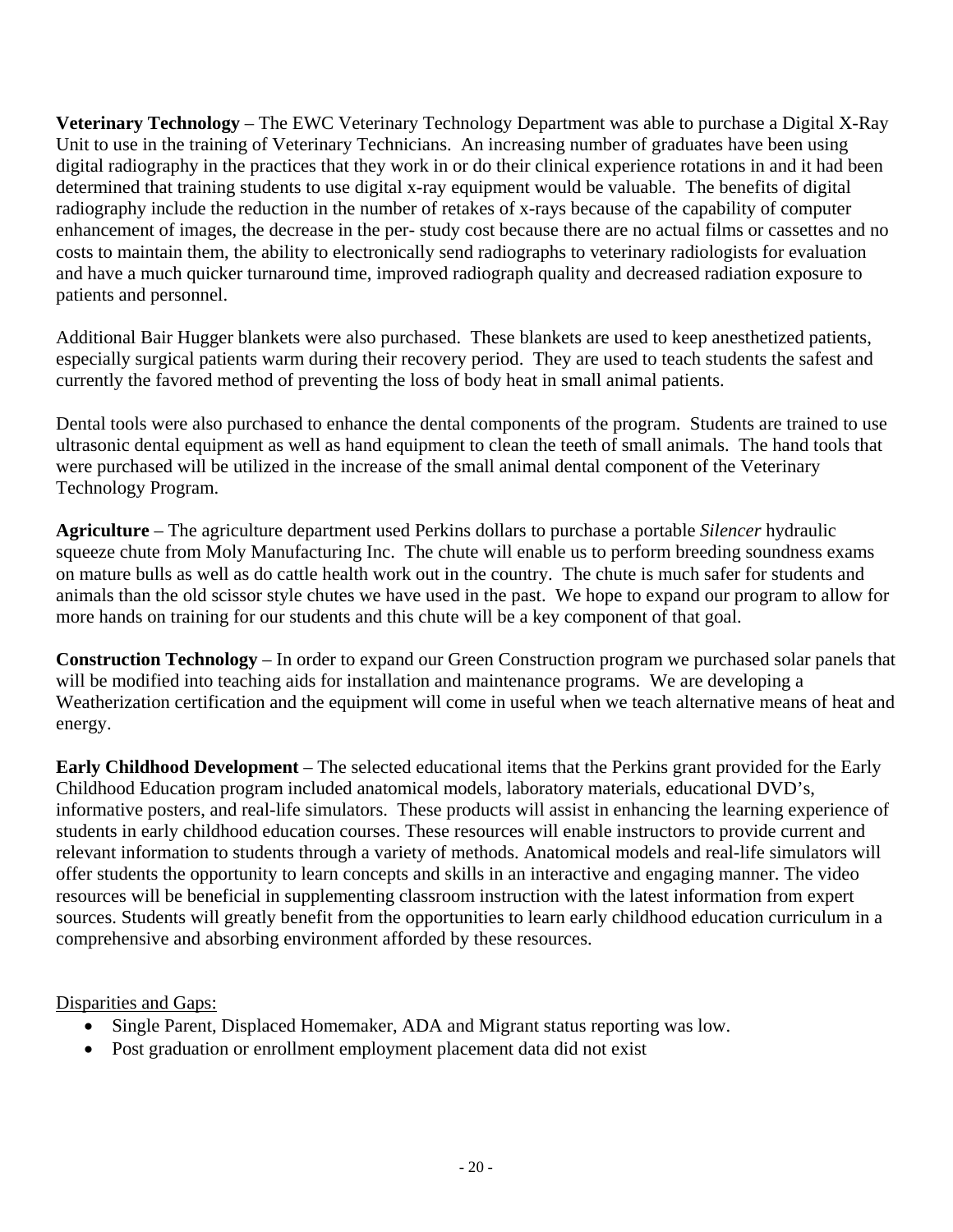**Veterinary Technology** – The EWC Veterinary Technology Department was able to purchase a Digital X-Ray Unit to use in the training of Veterinary Technicians. An increasing number of graduates have been using digital radiography in the practices that they work in or do their clinical experience rotations in and it had been determined that training students to use digital x-ray equipment would be valuable. The benefits of digital radiography include the reduction in the number of retakes of x-rays because of the capability of computer enhancement of images, the decrease in the per- study cost because there are no actual films or cassettes and no costs to maintain them, the ability to electronically send radiographs to veterinary radiologists for evaluation and have a much quicker turnaround time, improved radiograph quality and decreased radiation exposure to patients and personnel.

Additional Bair Hugger blankets were also purchased. These blankets are used to keep anesthetized patients, especially surgical patients warm during their recovery period. They are used to teach students the safest and currently the favored method of preventing the loss of body heat in small animal patients.

Dental tools were also purchased to enhance the dental components of the program. Students are trained to use ultrasonic dental equipment as well as hand equipment to clean the teeth of small animals. The hand tools that were purchased will be utilized in the increase of the small animal dental component of the Veterinary Technology Program.

**Agriculture** – The agriculture department used Perkins dollars to purchase a portable *Silencer* hydraulic squeeze chute from Moly Manufacturing Inc. The chute will enable us to perform breeding soundness exams on mature bulls as well as do cattle health work out in the country. The chute is much safer for students and animals than the old scissor style chutes we have used in the past. We hope to expand our program to allow for more hands on training for our students and this chute will be a key component of that goal.

**Construction Technology** – In order to expand our Green Construction program we purchased solar panels that will be modified into teaching aids for installation and maintenance programs. We are developing a Weatherization certification and the equipment will come in useful when we teach alternative means of heat and energy.

**Early Childhood Development** – The selected educational items that the Perkins grant provided for the Early Childhood Education program included anatomical models, laboratory materials, educational DVD's, informative posters, and real-life simulators. These products will assist in enhancing the learning experience of students in early childhood education courses. These resources will enable instructors to provide current and relevant information to students through a variety of methods. Anatomical models and real-life simulators will offer students the opportunity to learn concepts and skills in an interactive and engaging manner. The video resources will be beneficial in supplementing classroom instruction with the latest information from expert sources. Students will greatly benefit from the opportunities to learn early childhood education curriculum in a comprehensive and absorbing environment afforded by these resources.

Disparities and Gaps:

- Single Parent, Displaced Homemaker, ADA and Migrant status reporting was low.
- Post graduation or enrollment employment placement data did not exist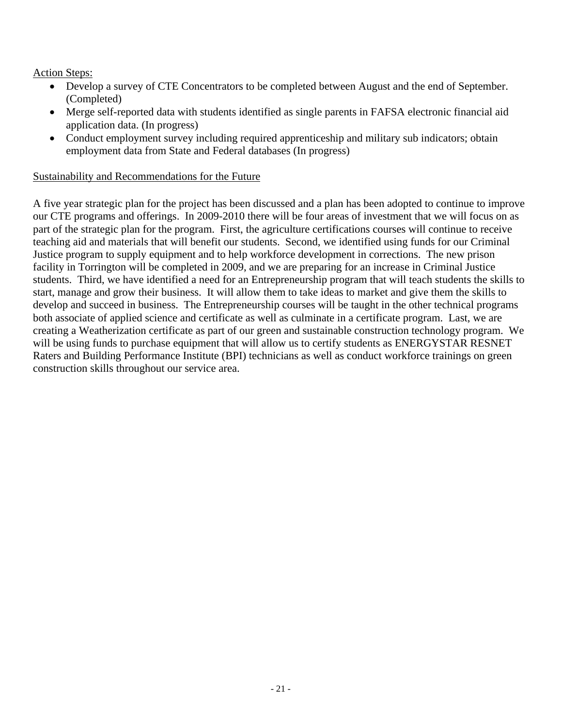Action Steps:

- Develop a survey of CTE Concentrators to be completed between August and the end of September. (Completed)
- Merge self-reported data with students identified as single parents in FAFSA electronic financial aid application data. (In progress)
- Conduct employment survey including required apprenticeship and military sub indicators; obtain employment data from State and Federal databases (In progress)

Sustainability and Recommendations for the Future

A five year strategic plan for the project has been discussed and a plan has been adopted to continue to improve our CTE programs and offerings. In 2009-2010 there will be four areas of investment that we will focus on as part of the strategic plan for the program. First, the agriculture certifications courses will continue to receive teaching aid and materials that will benefit our students. Second, we identified using funds for our Criminal Justice program to supply equipment and to help workforce development in corrections. The new prison facility in Torrington will be completed in 2009, and we are preparing for an increase in Criminal Justice students. Third, we have identified a need for an Entrepreneurship program that will teach students the skills to start, manage and grow their business. It will allow them to take ideas to market and give them the skills to develop and succeed in business. The Entrepreneurship courses will be taught in the other technical programs both associate of applied science and certificate as well as culminate in a certificate program. Last, we are creating a Weatherization certificate as part of our green and sustainable construction technology program. We will be using funds to purchase equipment that will allow us to certify students as ENERGYSTAR RESNET Raters and Building Performance Institute (BPI) technicians as well as conduct workforce trainings on green construction skills throughout our service area.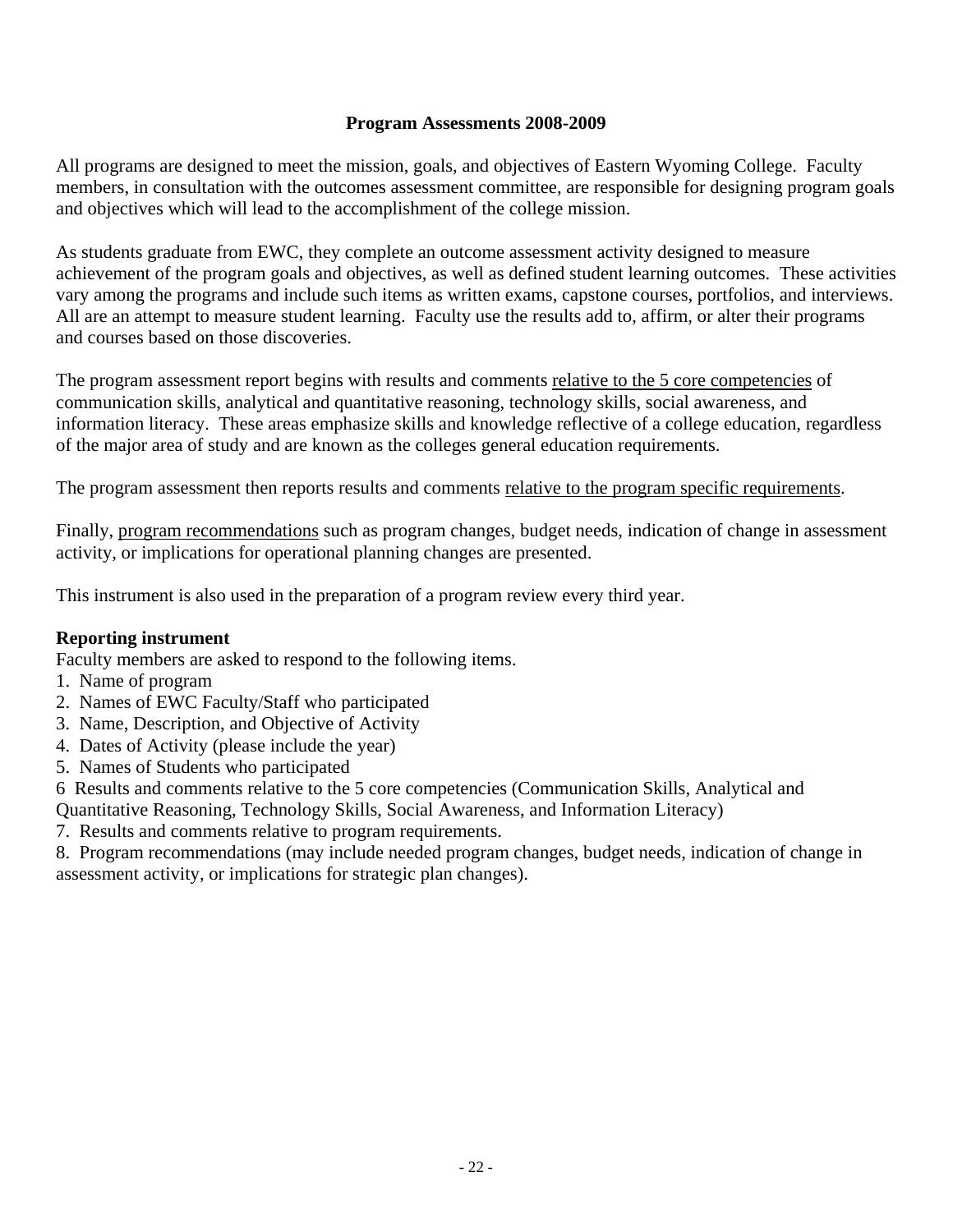# Program Assessments 2008-2009

All programs are designed to meet the mission, goals, and objectives of Eastern Wyoming College. Faculty members, in consultation with the outcomes assessment committee, are responsible for designing program goals and objectives which will lead to the accomplishment of the college mission.

As students graduate from EWC, they complete an outcome assessment activity designed to measure achievement of the program goals and objectives, as well as defined student learning outcomes. These activities vary among the programs and include such items as written exams, capstone courses, portfolios, and interviews. All are an attempt to measure student learning. Faculty use the results add to, affirm, or alter their programs and courses based on those discoveries.

The program assessment report begins with results and comments <u>relative to the 5 core competencies</u> of communication skills, analytical and quantitative reasoning, technology skills, social awareness, and information literacy. These areas emphasize skills and knowledge reflective of a college education, regardless of the major area of study and are known as the colleges general education requirements.

The program assessment then reports results and comments <u>relative to the program specific requirements</u>.

Finally, <u>program recommendations</u> such as program changes, budget needs, indication of change in assessment activity, or implications for operational planning changes are presented.

This instrument is also used in the preparation of a program review every third year.

**Reporting instrument**

Faculty members are asked to respond to the following items.

1. Name of program
2. Names of EWC Faculty/Staff who participated
3. Name, Description, and Objective of Activity
4. Dates of Activity (please include the year)
5. Names of Students who participated

6 Results and comments relative to the 5 core competencies (Communication Skills, Analytical and Quantitative Reasoning, Technology Skills, Social Awareness, and Information Literacy)

7. Results and comments relative to program requirements.
8. Program recommendations (may include needed program changes, budget needs, indication of change in assessment activity, or implications for strategic plan changes).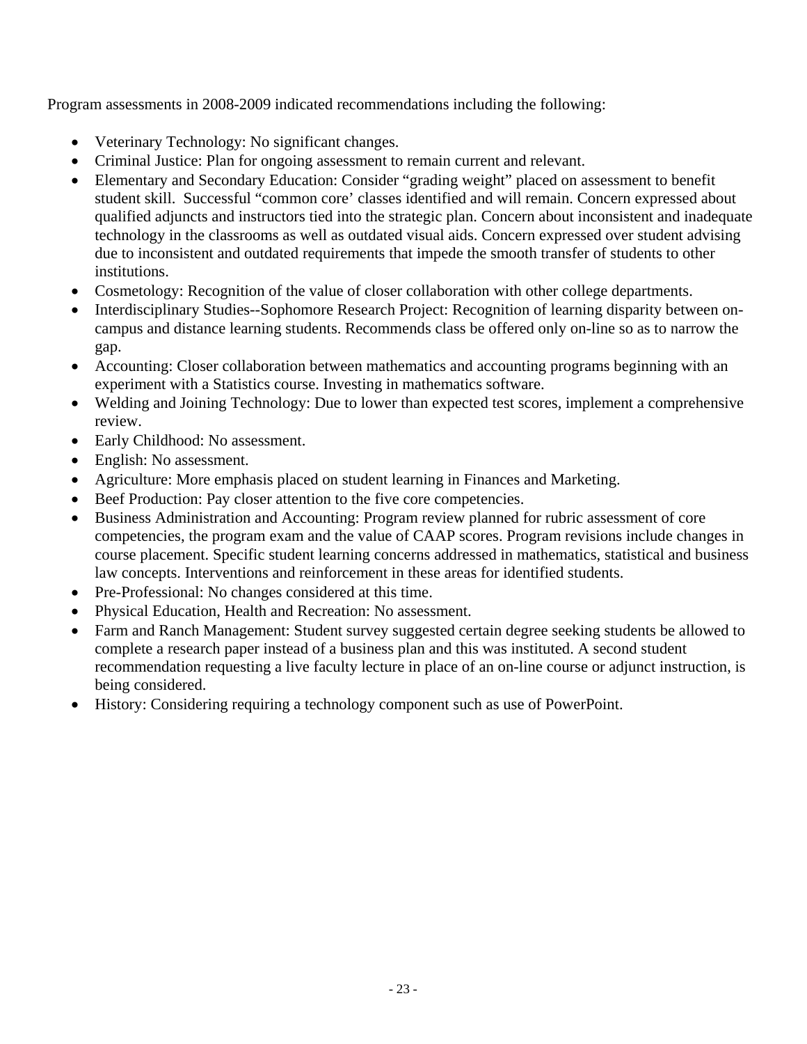Program assessments in 2008-2009 indicated recommendations including the following:

- Veterinary Technology: No significant changes.
- Criminal Justice: Plan for ongoing assessment to remain current and relevant.
- Elementary and Secondary Education: Consider "grading weight" placed on assessment to benefit student skill. Successful "common core' classes identified and will remain. Concern expressed about qualified adjuncts and instructors tied into the strategic plan. Concern about inconsistent and inadequate technology in the classrooms as well as outdated visual aids. Concern expressed over student advising due to inconsistent and outdated requirements that impede the smooth transfer of students to other institutions.
- Cosmetology: Recognition of the value of closer collaboration with other college departments.
- Interdisciplinary Studies--Sophomore Research Project: Recognition of learning disparity between on-campus and distance learning students. Recommends class be offered only on-line so as to narrow the gap.
- Accounting: Closer collaboration between mathematics and accounting programs beginning with an experiment with a Statistics course. Investing in mathematics software.
- Welding and Joining Technology: Due to lower than expected test scores, implement a comprehensive review.
- Early Childhood: No assessment.
- English: No assessment.
- Agriculture: More emphasis placed on student learning in Finances and Marketing.
- Beef Production: Pay closer attention to the five core competencies.
- Business Administration and Accounting: Program review planned for rubric assessment of core competencies, the program exam and the value of CAAP scores. Program revisions include changes in course placement. Specific student learning concerns addressed in mathematics, statistical and business law concepts. Interventions and reinforcement in these areas for identified students.
- Pre-Professional: No changes considered at this time.
- Physical Education, Health and Recreation: No assessment.
- Farm and Ranch Management: Student survey suggested certain degree seeking students be allowed to complete a research paper instead of a business plan and this was instituted. A second student recommendation requesting a live faculty lecture in place of an on-line course or adjunct instruction, is being considered.
- History: Considering requiring a technology component such as use of PowerPoint.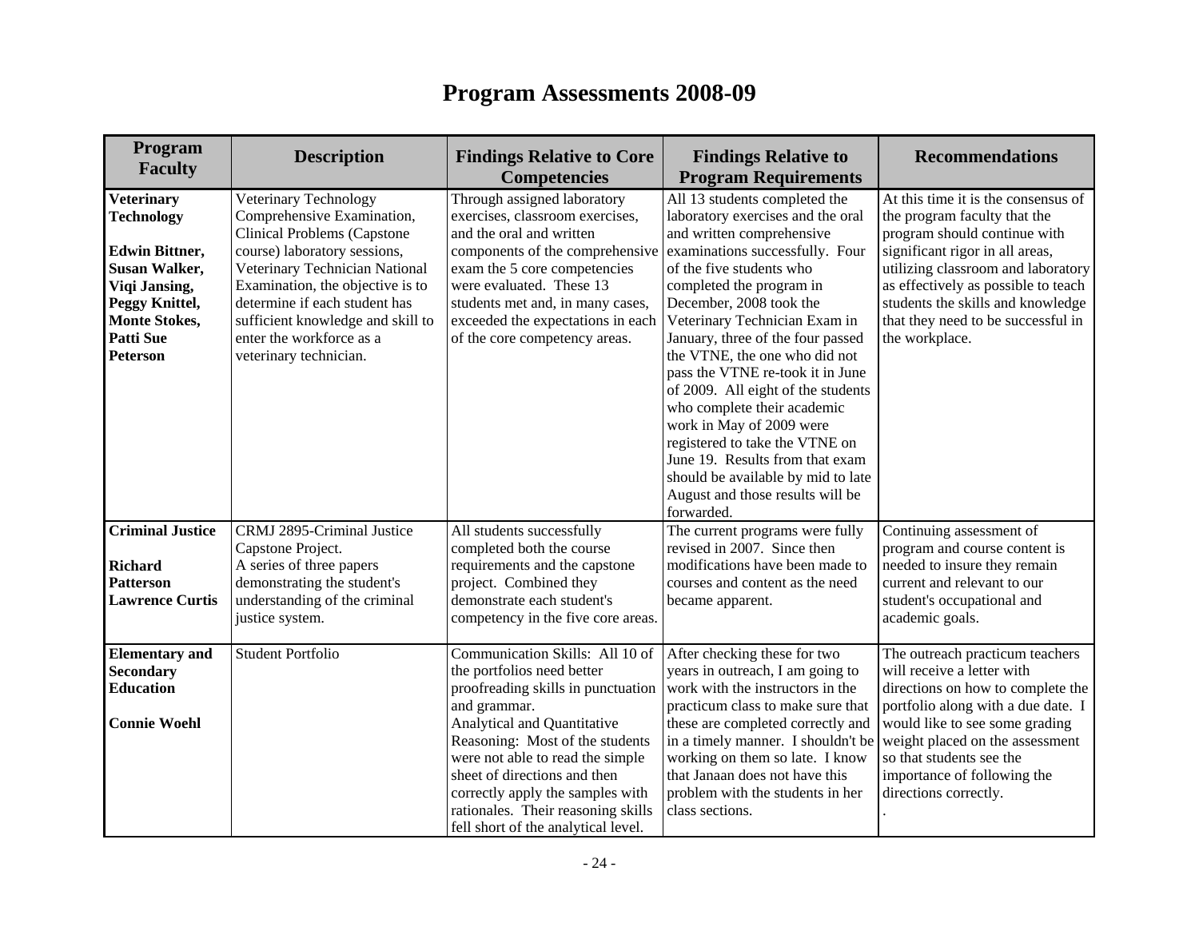# Program Assessments 2008-09

| Program Faculty | Description | Findings Relative to Core Competencies | Findings Relative to Program Requirements | Recommendations |
|---|---|---|---|---|
| **Veterinary Technology**<br><br>**Edwin Bittner, Susan Walker, Viqi Jansing, Peggy Knittel, Monte Stokes, Patti Sue Peterson** | Veterinary Technology Comprehensive Examination, Clinical Problems (Capstone course) laboratory sessions, Veterinary Technician National Examination, the objective is to determine if each student has sufficient knowledge and skill to enter the workforce as a veterinary technician. | Through assigned laboratory exercises, classroom exercises, and the oral and written components of the comprehensive exam the 5 core competencies were evaluated. These 13 students met and, in many cases, exceeded the expectations in each of the core competency areas. | All 13 students completed the laboratory exercises and the oral and written comprehensive examinations successfully. Four of the five students who completed the program in December, 2008 took the Veterinary Technician Exam in January, three of the four passed the VTNE, the one who did not pass the VTNE re-took it in June of 2009. All eight of the students who complete their academic work in May of 2009 were registered to take the VTNE on June 19. Results from that exam should be available by mid to late August and those results will be forwarded. | At this time it is the consensus of the program faculty that the program should continue with significant rigor in all areas, utilizing classroom and laboratory as effectively as possible to teach students the skills and knowledge that they need to be successful in the workplace. |
| **Criminal Justice**<br><br>**Richard Patterson**<br>**Lawrence Curtis** | CRMJ 2895-Criminal Justice Capstone Project.<br>A series of three papers demonstrating the student's understanding of the criminal justice system. | All students successfully completed both the course requirements and the capstone project. Combined they demonstrate each student's competency in the five core areas. | The current programs were fully revised in 2007. Since then modifications have been made to courses and content as the need became apparent. | Continuing assessment of program and course content is needed to insure they remain current and relevant to our student's occupational and academic goals. |
| **Elementary and Secondary Education**<br><br>**Connie Woehl** | Student Portfolio | Communication Skills: All 10 of the portfolios need better proofreading skills in punctuation and grammar.<br>Analytical and Quantitative Reasoning: Most of the students were not able to read the simple sheet of directions and then correctly apply the samples with rationales. Their reasoning skills fell short of the analytical level. | After checking these for two years in outreach, I am going to work with the instructors in the practicum class to make sure that these are completed correctly and in a timely manner. I shouldn't be working on them so late. I know that Janaan does not have this problem with the students in her class sections. | The outreach practicum teachers will receive a letter with directions on how to complete the portfolio along with a due date. I would like to see some grading weight placed on the assessment so that students see the importance of following the directions correctly.<br>. |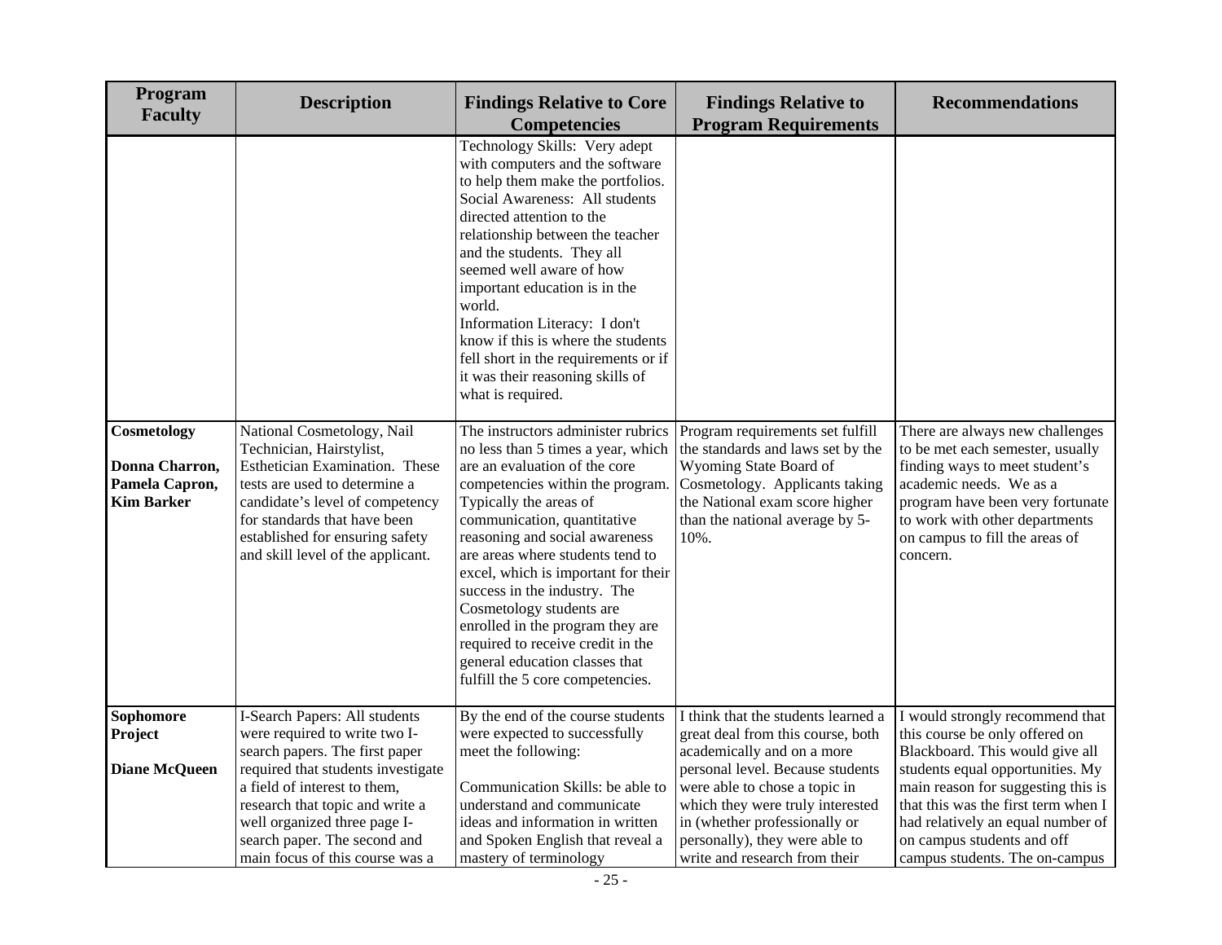| Program Faculty | Description | Findings Relative to Core Competencies | Findings Relative to Program Requirements | Recommendations |
|---|---|---|---|---|
| | | Technology Skills: Very adept with computers and the software to help them make the portfolios.<br>Social Awareness: All students directed attention to the relationship between the teacher and the students. They all seemed well aware of how important education is in the world.<br>Information Literacy: I don't know if this is where the students fell short in the requirements or if it was their reasoning skills of what is required. | | |
| **Cosmetology**<br><br>**Donna Charron, Pamela Capron, Kim Barker** | National Cosmetology, Nail Technician, Hairstylist, Esthetician Examination. These tests are used to determine a candidate's level of competency for standards that have been established for ensuring safety and skill level of the applicant. | The instructors administer rubrics no less than 5 times a year, which are an evaluation of the core competencies within the program. Typically the areas of communication, quantitative reasoning and social awareness are areas where students tend to excel, which is important for their success in the industry. The Cosmetology students are enrolled in the program they are required to receive credit in the general education classes that fulfill the 5 core competencies. | Program requirements set fulfill the standards and laws set by the Wyoming State Board of Cosmetology. Applicants taking the National exam score higher than the national average by 5-10%. | There are always new challenges to be met each semester, usually finding ways to meet student's academic needs. We as a program have been very fortunate to work with other departments on campus to fill the areas of concern. |
| **Sophomore Project**<br><br>**Diane McQueen** | I-Search Papers: All students were required to write two I-search papers. The first paper required that students investigate a field of interest to them, research that topic and write a well organized three page I-search paper. The second and main focus of this course was a | By the end of the course students were expected to successfully meet the following:<br><br>Communication Skills: be able to understand and communicate ideas and information in written and Spoken English that reveal a mastery of terminology | I think that the students learned a great deal from this course, both academically and on a more personal level. Because students were able to chose a topic in which they were truly interested in (whether professionally or personally), they were able to write and research from their | I would strongly recommend that this course be only offered on Blackboard. This would give all students equal opportunities. My main reason for suggesting this is that this was the first term when I had relatively an equal number of on campus students and off campus students. The on-campus |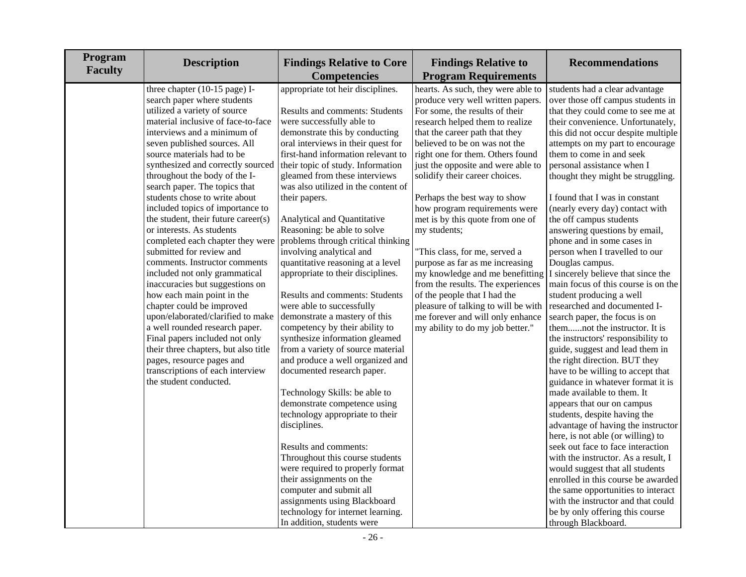| Program Faculty | Description | Findings Relative to Core Competencies | Findings Relative to Program Requirements | Recommendations |
|---|---|---|---|---|
| | three chapter (10-15 page) I-search paper where students utilized a variety of source material inclusive of face-to-face interviews and a minimum of seven published sources. All source materials had to be synthesized and correctly sourced throughout the body of the I-search paper. The topics that students chose to write about included topics of importance to the student, their future career(s) or interests. As students completed each chapter they were submitted for review and comments. Instructor comments included not only grammatical inaccuracies but suggestions on how each main point in the chapter could be improved upon/elaborated/clarified to make a well rounded research paper. Final papers included not only their three chapters, but also title pages, resource pages and transcriptions of each interview the student conducted. | appropriate tot heir disciplines.<br><br>Results and comments: Students were successfully able to demonstrate this by conducting oral interviews in their quest for first-hand information relevant to their topic of study. Information gleamed from these interviews was also utilized in the content of their papers.<br><br>Analytical and Quantitative Reasoning: be able to solve problems through critical thinking involving analytical and quantitative reasoning at a level appropriate to their disciplines.<br><br>Results and comments: Students were able to successfully demonstrate a mastery of this competency by their ability to synthesize information gleamed from a variety of source material and produce a well organized and documented research paper.<br><br>Technology Skills: be able to demonstrate competence using technology appropriate to their disciplines.<br><br>Results and comments: Throughout this course students were required to properly format their assignments on the computer and submit all assignments using Blackboard technology for internet learning. In addition, students were | hearts. As such, they were able to produce very well written papers. For some, the results of their research helped them to realize that the career path that they believed to be on was not the right one for them. Others found just the opposite and were able to solidify their career choices.<br><br>Perhaps the best way to show how program requirements were met is by this quote from one of my students;<br><br>"This class, for me, served a purpose as far as me increasing my knowledge and me benefitting from the results. The experiences of the people that I had the pleasure of talking to will be with me forever and will only enhance my ability to do my job better." | students had a clear advantage over those off campus students in that they could come to see me at their convenience. Unfortunately, this did not occur despite multiple attempts on my part to encourage them to come in and seek personal assistance when I thought they might be struggling.<br><br>I found that I was in constant (nearly every day) contact with the off campus students answering questions by email, phone and in some cases in person when I travelled to our Douglas campus.<br>I sincerely believe that since the main focus of this course is on the student producing a well researched and documented I-search paper, the focus is on them......not the instructor. It is the instructors' responsibility to guide, suggest and lead them in the right direction. BUT they have to be willing to accept that guidance in whatever format it is made available to them. It appears that our on campus students, despite having the advantage of having the instructor here, is not able (or willing) to seek out face to face interaction with the instructor. As a result, I would suggest that all students enrolled in this course be awarded the same opportunities to interact with the instructor and that could be by only offering this course through Blackboard. |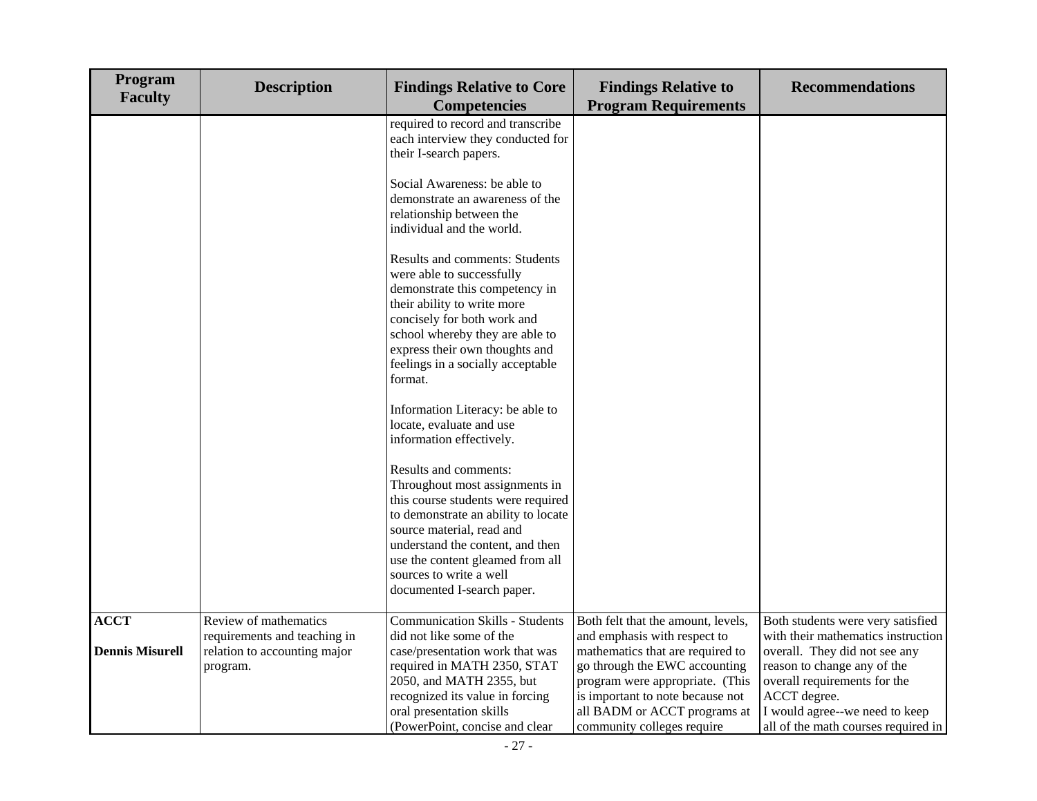| Program Faculty | Description | Findings Relative to Core Competencies | Findings Relative to Program Requirements | Recommendations |
|---|---|---|---|---|
| | | required to record and transcribe each interview they conducted for their I-search papers.<br><br>Social Awareness: be able to demonstrate an awareness of the relationship between the individual and the world.<br><br>Results and comments: Students were able to successfully demonstrate this competency in their ability to write more concisely for both work and school whereby they are able to express their own thoughts and feelings in a socially acceptable format.<br><br>Information Literacy: be able to locate, evaluate and use information effectively.<br><br>Results and comments: Throughout most assignments in this course students were required to demonstrate an ability to locate source material, read and understand the content, and then use the content gleamed from all sources to write a well documented I-search paper. | | |
| **ACCT**<br><br>**Dennis Misurell** | Review of mathematics requirements and teaching in relation to accounting major program. | Communication Skills - Students did not like some of the case/presentation work that was required in MATH 2350, STAT 2050, and MATH 2355, but recognized its value in forcing oral presentation skills (PowerPoint, concise and clear | Both felt that the amount, levels, and emphasis with respect to mathematics that are required to go through the EWC accounting program were appropriate. (This is important to note because not all BADM or ACCT programs at community colleges require | Both students were very satisfied with their mathematics instruction overall. They did not see any reason to change any of the overall requirements for the ACCT degree.<br>I would agree--we need to keep all of the math courses required in |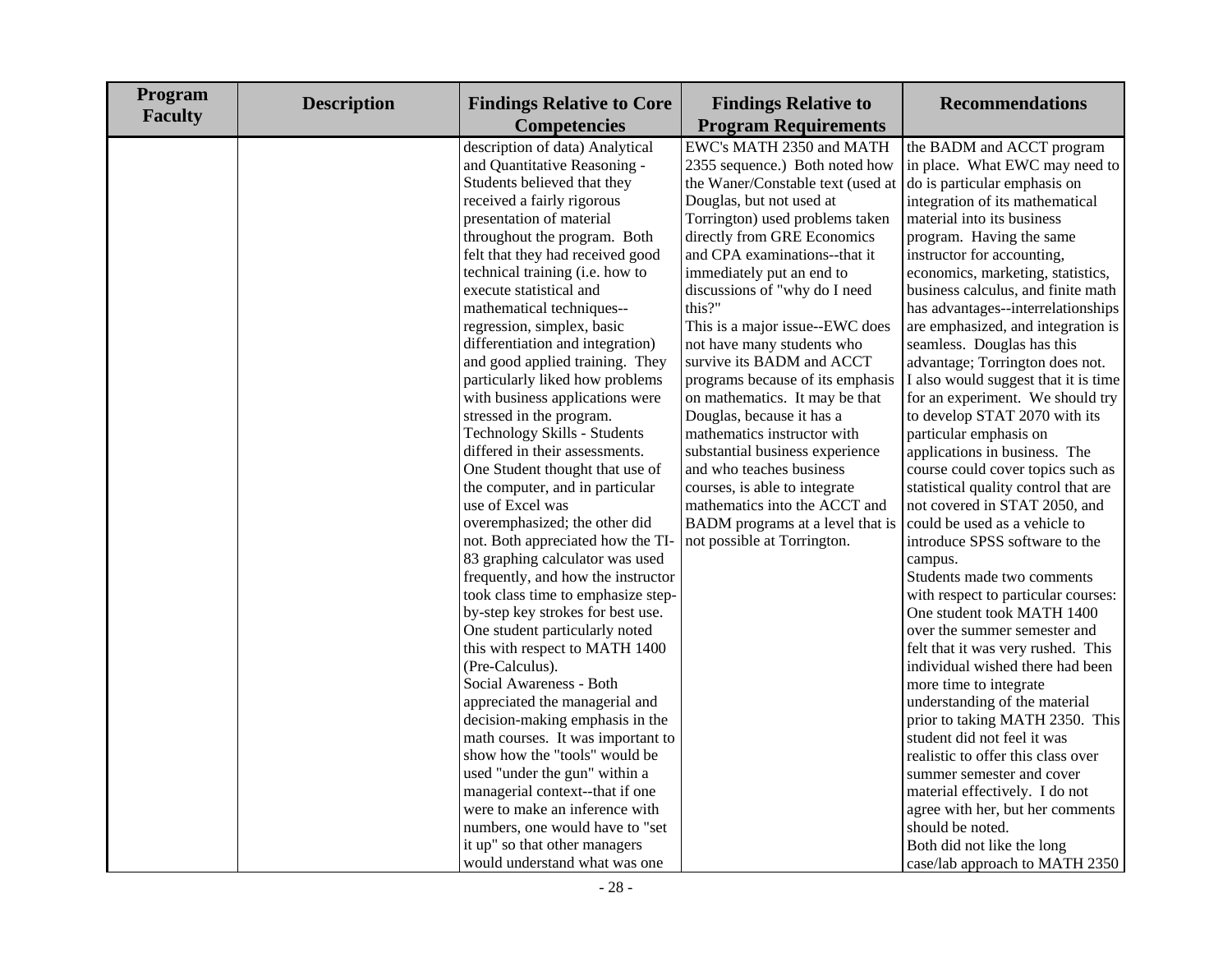| Program Faculty | Description | Findings Relative to Core Competencies | Findings Relative to Program Requirements | Recommendations |
|---|---|---|---|---|
| | | description of data) Analytical and Quantitative Reasoning - Students believed that they received a fairly rigorous presentation of material throughout the program. Both felt that they had received good technical training (i.e. how to execute statistical and mathematical techniques--regression, simplex, basic differentiation and integration) and good applied training. They particularly liked how problems with business applications were stressed in the program.<br>Technology Skills - Students differed in their assessments. One Student thought that use of the computer, and in particular use of Excel was overemphasized; the other did not. Both appreciated how the TI-83 graphing calculator was used frequently, and how the instructor took class time to emphasize step-by-step key strokes for best use. One student particularly noted this with respect to MATH 1400 (Pre-Calculus).<br>Social Awareness - Both appreciated the managerial and decision-making emphasis in the math courses. It was important to show how the "tools" would be used "under the gun" within a managerial context--that if one were to make an inference with numbers, one would have to "set it up" so that other managers would understand what was one | EWC's MATH 2350 and MATH 2355 sequence.) Both noted how the Waner/Constable text (used at Douglas, but not used at Torrington) used problems taken directly from GRE Economics and CPA examinations--that it immediately put an end to discussions of "why do I need this?"<br>This is a major issue--EWC does not have many students who survive its BADM and ACCT programs because of its emphasis on mathematics. It may be that Douglas, because it has a mathematics instructor with substantial business experience and who teaches business courses, is able to integrate mathematics into the ACCT and BADM programs at a level that is not possible at Torrington. | the BADM and ACCT program in place. What EWC may need to do is particular emphasis on integration of its mathematical material into its business program. Having the same instructor for accounting, economics, marketing, statistics, business calculus, and finite math has advantages--interrelationships are emphasized, and integration is seamless. Douglas has this advantage; Torrington does not. I also would suggest that it is time for an experiment. We should try to develop STAT 2070 with its particular emphasis on applications in business. The course could cover topics such as statistical quality control that are not covered in STAT 2050, and could be used as a vehicle to introduce SPSS software to the campus.<br>Students made two comments with respect to particular courses: One student took MATH 1400 over the summer semester and felt that it was very rushed. This individual wished there had been more time to integrate understanding of the material prior to taking MATH 2350. This student did not feel it was realistic to offer this class over summer semester and cover material effectively. I do not agree with her, but her comments should be noted.<br>Both did not like the long case/lab approach to MATH 2350 |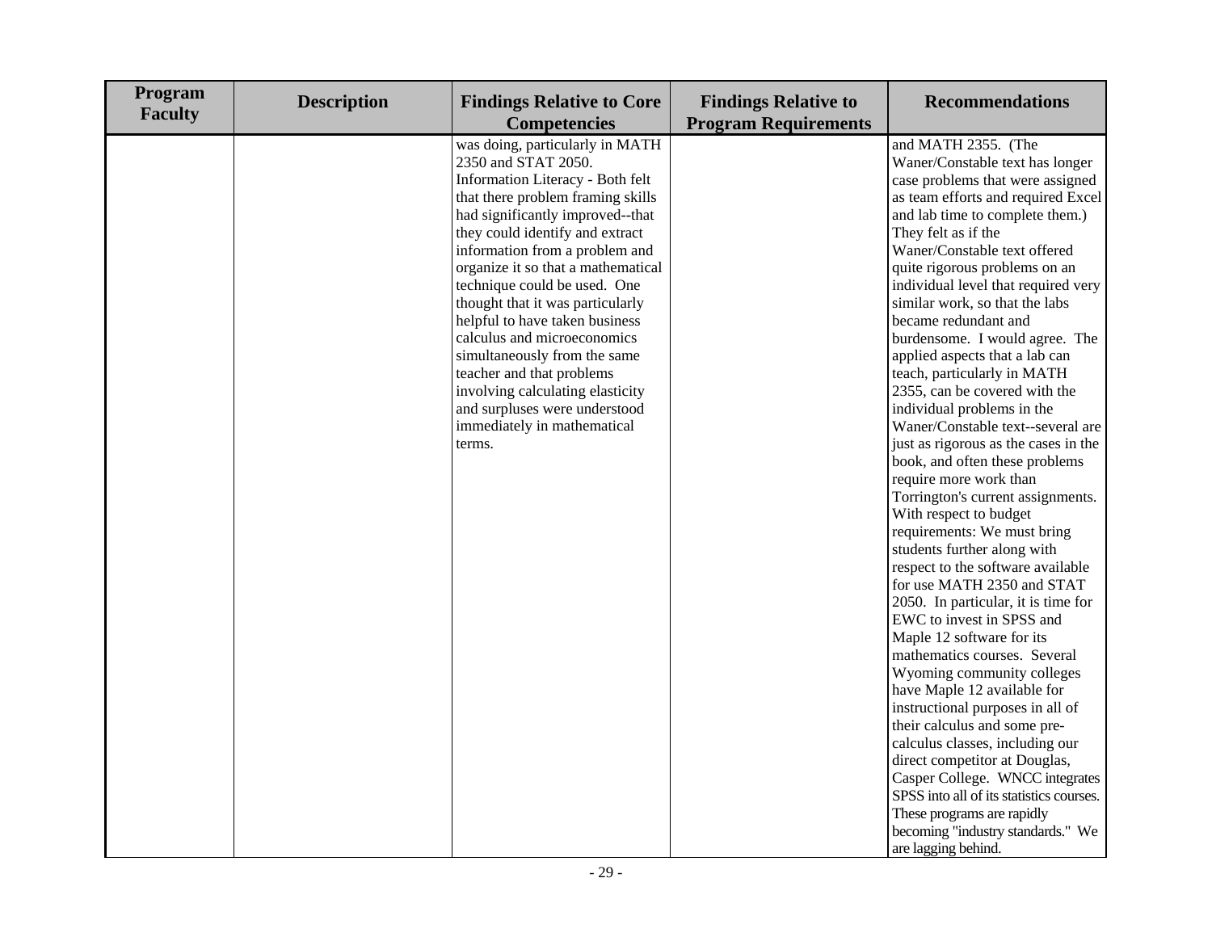| Program Faculty | Description | Findings Relative to Core Competencies | Findings Relative to Program Requirements | Recommendations |
|---|---|---|---|---|
| | | was doing, particularly in MATH 2350 and STAT 2050. Information Literacy - Both felt that there problem framing skills had significantly improved--that they could identify and extract information from a problem and organize it so that a mathematical technique could be used. One thought that it was particularly helpful to have taken business calculus and microeconomics simultaneously from the same teacher and that problems involving calculating elasticity and surpluses were understood immediately in mathematical terms. | | and MATH 2355. (The Waner/Constable text has longer case problems that were assigned as team efforts and required Excel and lab time to complete them.) They felt as if the Waner/Constable text offered quite rigorous problems on an individual level that required very similar work, so that the labs became redundant and burdensome. I would agree. The applied aspects that a lab can teach, particularly in MATH 2355, can be covered with the individual problems in the Waner/Constable text--several are just as rigorous as the cases in the book, and often these problems require more work than Torrington's current assignments. With respect to budget requirements: We must bring students further along with respect to the software available for use MATH 2350 and STAT 2050. In particular, it is time for EWC to invest in SPSS and Maple 12 software for its mathematics courses. Several Wyoming community colleges have Maple 12 available for instructional purposes in all of their calculus and some pre-calculus classes, including our direct competitor at Douglas, Casper College. WNCC integrates SPSS into all of its statistics courses. These programs are rapidly becoming "industry standards." We are lagging behind. |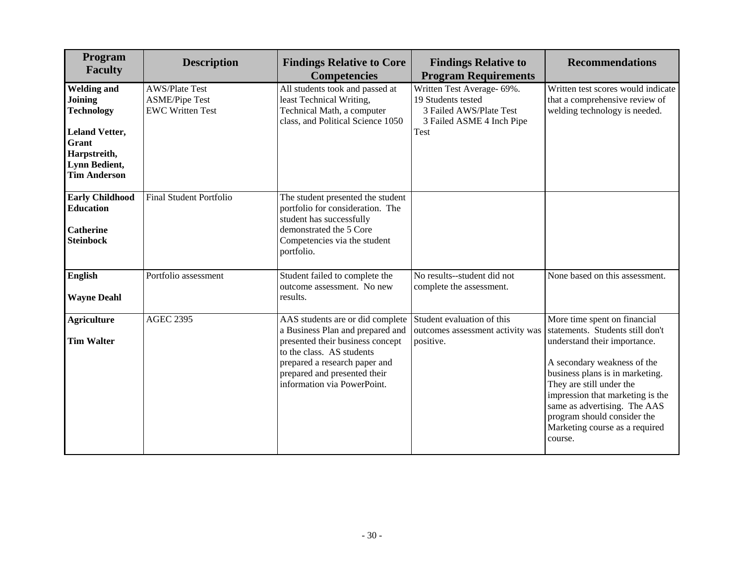| Program Faculty | Description | Findings Relative to Core Competencies | Findings Relative to Program Requirements | Recommendations |
|---|---|---|---|---|
| **Welding and Joining Technology**<br><br>**Leland Vetter, Grant Harpstreith, Lynn Bedient, Tim Anderson** | AWS/Plate Test<br>ASME/Pipe Test<br>EWC Written Test | All students took and passed at least Technical Writing, Technical Math, a computer class, and Political Science 1050 | Written Test Average- 69%.<br>19 Students tested<br>3 Failed AWS/Plate Test<br>3 Failed ASME 4 Inch Pipe Test | Written test scores would indicate that a comprehensive review of welding technology is needed. |
| **Early Childhood Education**<br><br>**Catherine Steinbock** | Final Student Portfolio | The student presented the student portfolio for consideration. The student has successfully demonstrated the 5 Core Competencies via the student portfolio. | | |
| **English**<br><br>**Wayne Deahl** | Portfolio assessment | Student failed to complete the outcome assessment. No new results. | No results--student did not complete the assessment. | None based on this assessment. |
| **Agriculture**<br><br>**Tim Walter** | AGEC 2395 | AAS students are or did complete a Business Plan and prepared and presented their business concept to the class. AS students prepared a research paper and prepared and presented their information via PowerPoint. | Student evaluation of this outcomes assessment activity was positive. | More time spent on financial statements. Students still don't understand their importance.<br><br>A secondary weakness of the business plans is in marketing. They are still under the impression that marketing is the same as advertising. The AAS program should consider the Marketing course as a required course. |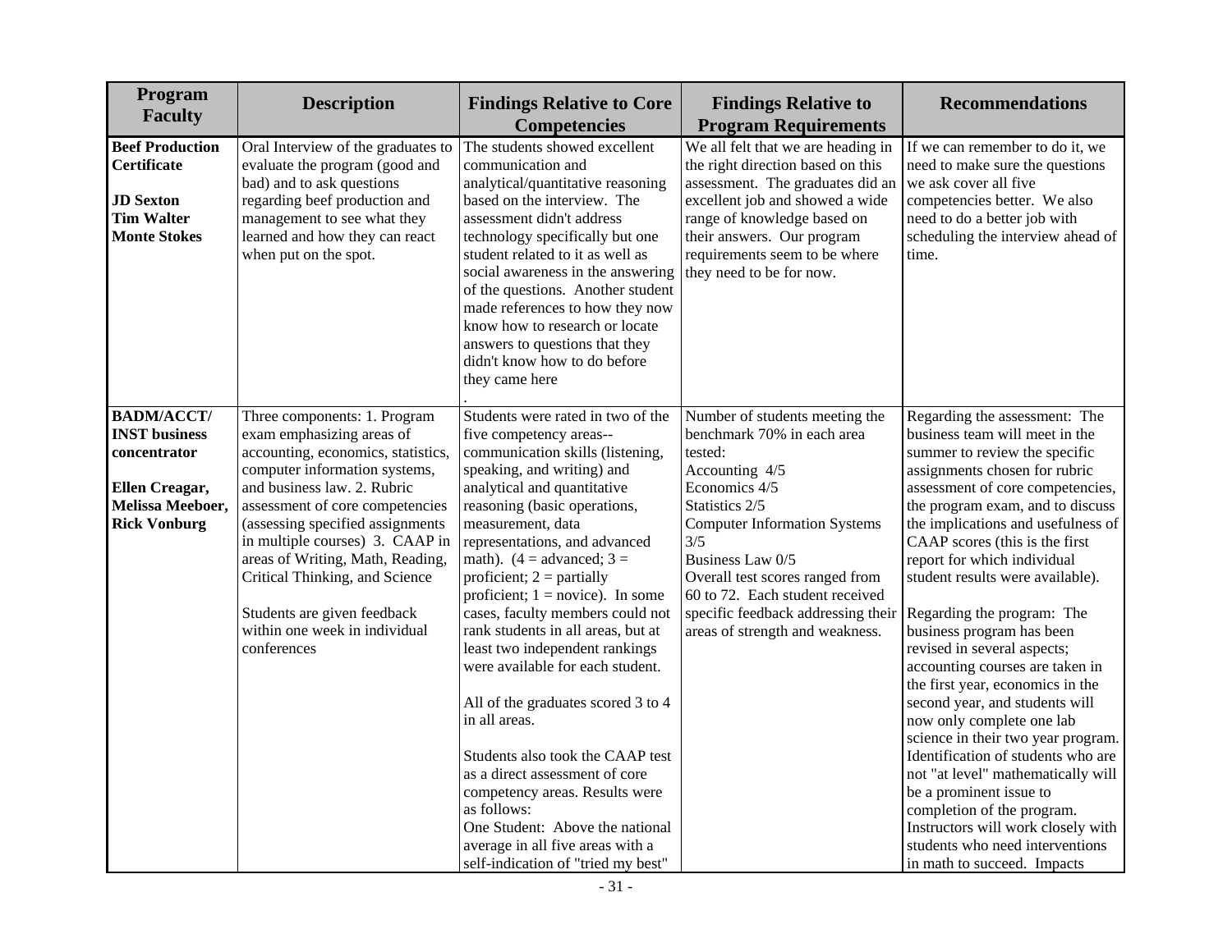| Program Faculty | Description | Findings Relative to Core Competencies | Findings Relative to Program Requirements | Recommendations |
|---|---|---|---|---|
| **Beef Production Certificate**<br><br>**JD Sexton**<br>**Tim Walter**<br>**Monte Stokes** | Oral Interview of the graduates to evaluate the program (good and bad) and to ask questions regarding beef production and management to see what they learned and how they can react when put on the spot. | The students showed excellent communication and analytical/quantitative reasoning based on the interview. The assessment didn't address technology specifically but one student related to it as well as social awareness in the answering of the questions. Another student made references to how they now know how to research or locate answers to questions that they didn't know how to do before they came here<br>. | We all felt that we are heading in the right direction based on this assessment. The graduates did an excellent job and showed a wide range of knowledge based on their answers. Our program requirements seem to be where they need to be for now. | If we can remember to do it, we need to make sure the questions we ask cover all five competencies better. We also need to do a better job with scheduling the interview ahead of time. |
| **BADM/ACCT/ INST business concentrator**<br><br>**Ellen Creagar, Melissa Meeboer, Rick Vonburg** | Three components: 1. Program exam emphasizing areas of accounting, economics, statistics, computer information systems, and business law. 2. Rubric assessment of core competencies (assessing specified assignments in multiple courses) 3. CAAP in areas of Writing, Math, Reading, Critical Thinking, and Science<br><br>Students are given feedback within one week in individual conferences | Students were rated in two of the five competency areas--communication skills (listening, speaking, and writing) and analytical and quantitative reasoning (basic operations, measurement, data representations, and advanced math). (4 = advanced; 3 = proficient; 2 = partially proficient; 1 = novice). In some cases, faculty members could not rank students in all areas, but at least two independent rankings were available for each student.<br><br>All of the graduates scored 3 to 4 in all areas.<br><br>Students also took the CAAP test as a direct assessment of core competency areas. Results were as follows:<br>One Student: Above the national average in all five areas with a self-indication of "tried my best" | Number of students meeting the benchmark 70% in each area tested:<br>Accounting 4/5<br>Economics 4/5<br>Statistics 2/5<br>Computer Information Systems 3/5<br>Business Law 0/5<br>Overall test scores ranged from 60 to 72. Each student received specific feedback addressing their areas of strength and weakness. | Regarding the assessment: The business team will meet in the summer to review the specific assignments chosen for rubric assessment of core competencies, the program exam, and to discuss the implications and usefulness of CAAP scores (this is the first report for which individual student results were available).<br><br>Regarding the program: The business program has been revised in several aspects; accounting courses are taken in the first year, economics in the second year, and students will now only complete one lab science in their two year program. Identification of students who are not "at level" mathematically will be a prominent issue to completion of the program. Instructors will work closely with students who need interventions in math to succeed. Impacts |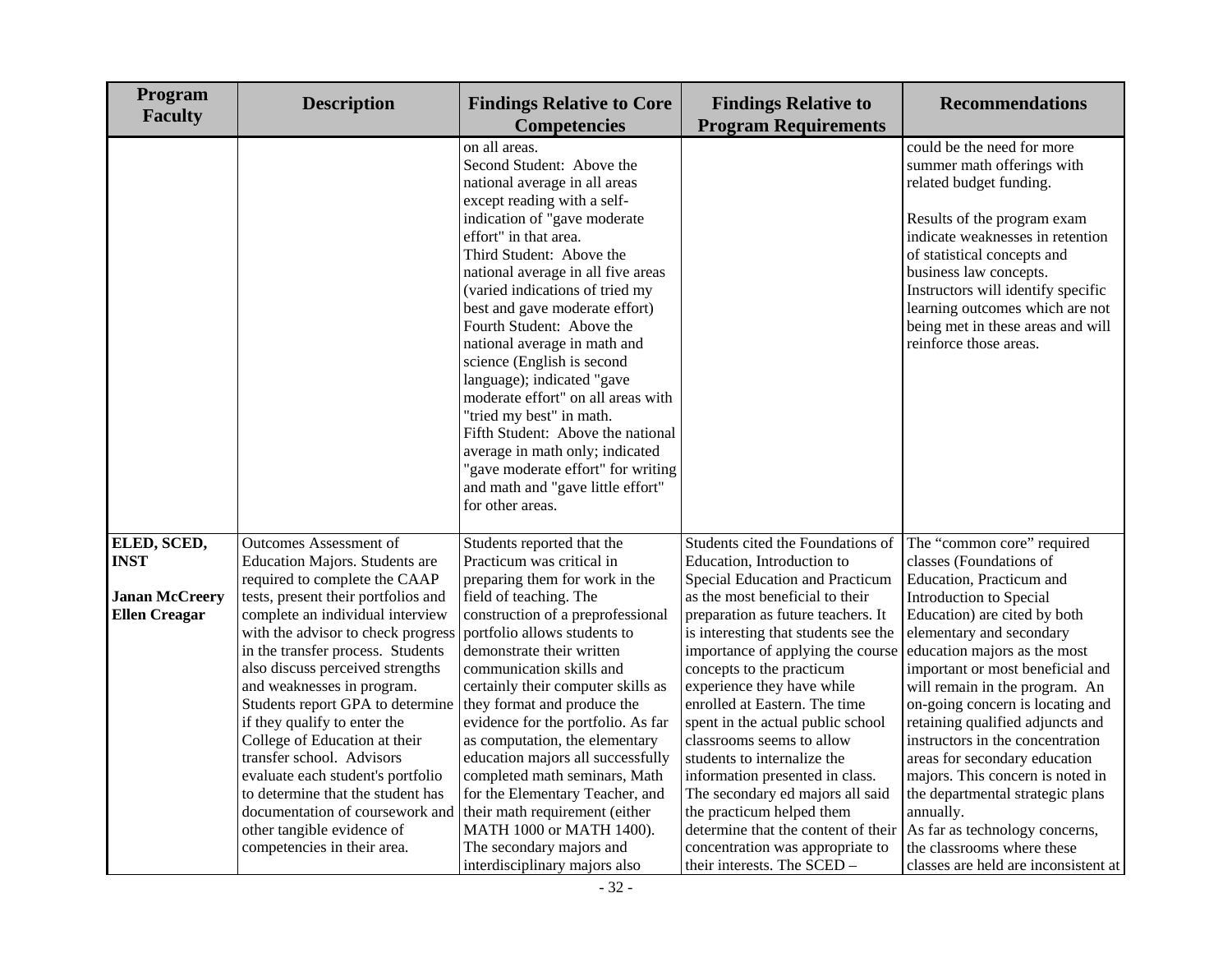| Program Faculty | Description | Findings Relative to Core Competencies | Findings Relative to Program Requirements | Recommendations |
|---|---|---|---|---|
| | | on all areas.<br>Second Student: Above the national average in all areas except reading with a self-indication of "gave moderate effort" in that area.<br>Third Student: Above the national average in all five areas (varied indications of tried my best and gave moderate effort)<br>Fourth Student: Above the national average in math and science (English is second language); indicated "gave moderate effort" on all areas with "tried my best" in math.<br>Fifth Student: Above the national average in math only; indicated "gave moderate effort" for writing and math and "gave little effort" for other areas. | | could be the need for more summer math offerings with related budget funding.<br><br>Results of the program exam indicate weaknesses in retention of statistical concepts and business law concepts. Instructors will identify specific learning outcomes which are not being met in these areas and will reinforce those areas. |
| **ELED, SCED, INST**<br><br>**Janan McCreery**<br>**Ellen Creagar** | Outcomes Assessment of Education Majors. Students are required to complete the CAAP tests, present their portfolios and complete an individual interview with the advisor to check progress in the transfer process. Students also discuss perceived strengths and weaknesses in program. Students report GPA to determine if they qualify to enter the College of Education at their transfer school. Advisors evaluate each student's portfolio to determine that the student has documentation of coursework and other tangible evidence of competencies in their area. | Students reported that the Practicum was critical in preparing them for work in the field of teaching. The construction of a preprofessional portfolio allows students to demonstrate their written communication skills and certainly their computer skills as they format and produce the evidence for the portfolio. As far as computation, the elementary education majors all successfully completed math seminars, Math for the Elementary Teacher, and their math requirement (either MATH 1000 or MATH 1400). The secondary majors and interdisciplinary majors also | Students cited the Foundations of Education, Introduction to Special Education and Practicum as the most beneficial to their preparation as future teachers. It is interesting that students see the importance of applying the course concepts to the practicum experience they have while enrolled at Eastern. The time spent in the actual public school classrooms seems to allow students to internalize the information presented in class. The secondary ed majors all said the practicum helped them determine that the content of their concentration was appropriate to their interests. The SCED – | The "common core" required classes (Foundations of Education, Practicum and Introduction to Special Education) are cited by both elementary and secondary education majors as the most important or most beneficial and will remain in the program. An on-going concern is locating and retaining qualified adjuncts and instructors in the concentration areas for secondary education majors. This concern is noted in the departmental strategic plans annually.<br>As far as technology concerns, the classrooms where these classes are held are inconsistent at |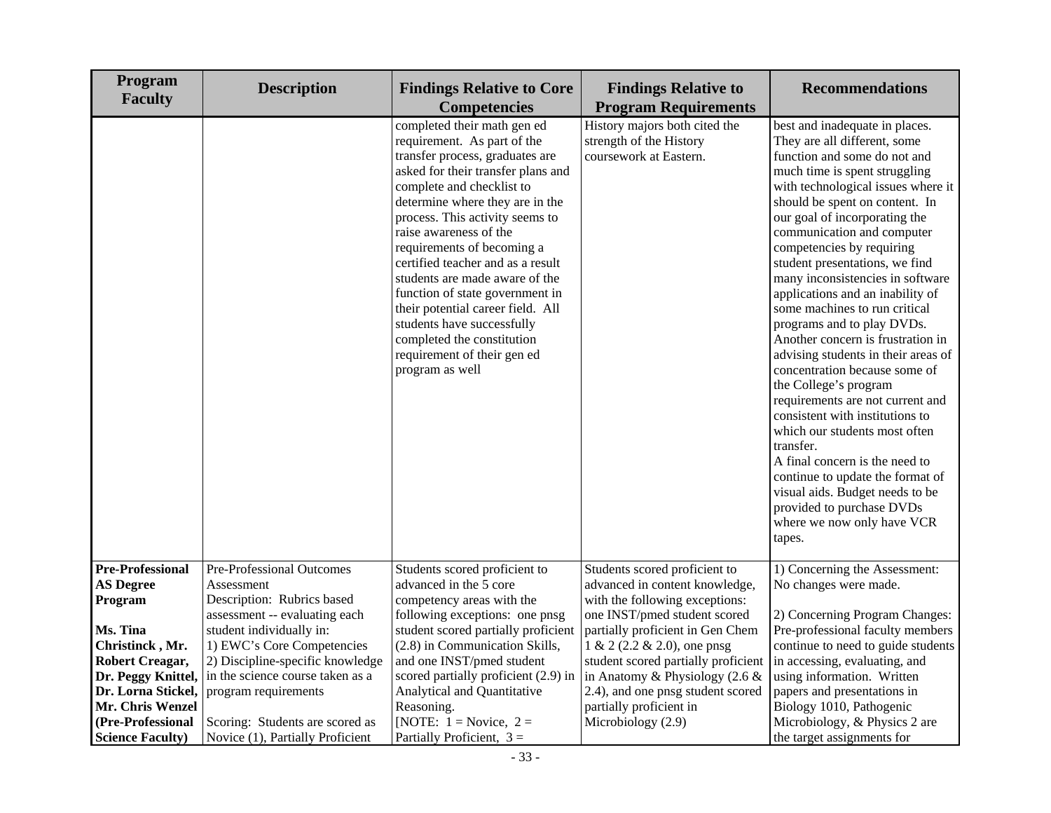| Program Faculty | Description | Findings Relative to Core Competencies | Findings Relative to Program Requirements | Recommendations |
|---|---|---|---|---|
| | | completed their math gen ed requirement. As part of the transfer process, graduates are asked for their transfer plans and complete and checklist to determine where they are in the process. This activity seems to raise awareness of the requirements of becoming a certified teacher and as a result students are made aware of the function of state government in their potential career field. All students have successfully completed the constitution requirement of their gen ed program as well | History majors both cited the strength of the History coursework at Eastern. | best and inadequate in places. They are all different, some function and some do not and much time is spent struggling with technological issues where it should be spent on content. In our goal of incorporating the communication and computer competencies by requiring student presentations, we find many inconsistencies in software applications and an inability of some machines to run critical programs and to play DVDs. Another concern is frustration in advising students in their areas of concentration because some of the College's program requirements are not current and consistent with institutions to which our students most often transfer.<br>A final concern is the need to continue to update the format of visual aids. Budget needs to be provided to purchase DVDs where we now only have VCR tapes. |
| **Pre-Professional AS Degree Program**<br><br>**Ms. Tina Christinck , Mr. Robert Creagar, Dr. Peggy Knittel, Dr. Lorna Stickel, Mr. Chris Wenzel (Pre-Professional Science Faculty)** | Pre-Professional Outcomes Assessment<br>Description: Rubrics based assessment -- evaluating each student individually in:<br>1) EWC's Core Competencies<br>2) Discipline-specific knowledge in the science course taken as a program requirements<br><br>Scoring: Students are scored as Novice (1), Partially Proficient | Students scored proficient to advanced in the 5 core competency areas with the following exceptions: one pnsg student scored partially proficient (2.8) in Communication Skills, and one INST/pmed student scored partially proficient (2.9) in Analytical and Quantitative Reasoning.<br>[NOTE: 1 = Novice, 2 = Partially Proficient, 3 = | Students scored proficient to advanced in content knowledge, with the following exceptions: one INST/pmed student scored partially proficient in Gen Chem 1 & 2 (2.2 & 2.0), one pnsg student scored partially proficient in Anatomy & Physiology (2.6 & 2.4), and one pnsg student scored partially proficient in Microbiology (2.9) | 1) Concerning the Assessment: No changes were made.<br><br>2) Concerning Program Changes: Pre-professional faculty members continue to need to guide students in accessing, evaluating, and using information. Written papers and presentations in Biology 1010, Pathogenic Microbiology, & Physics 2 are the target assignments for |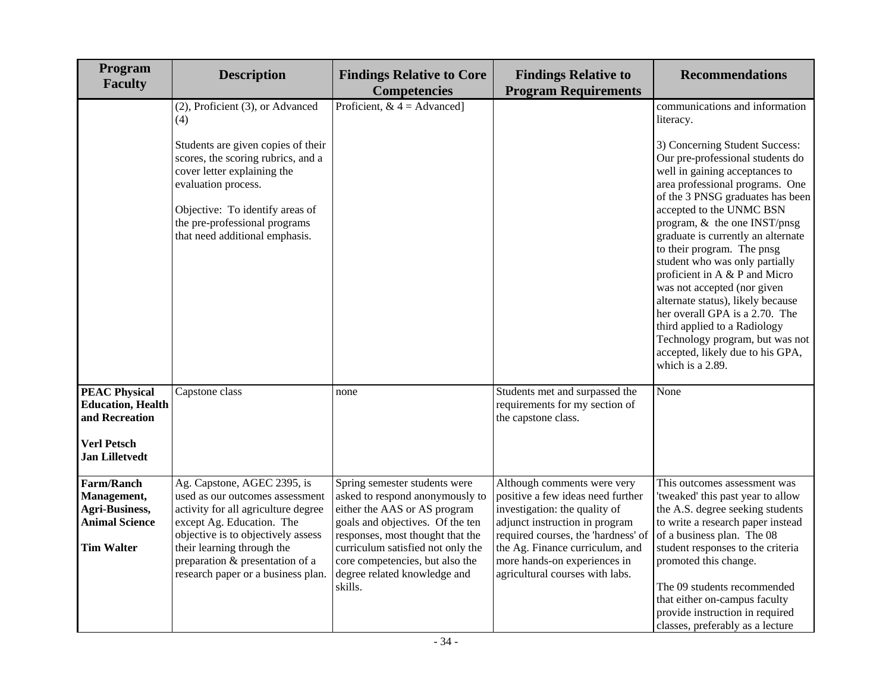| Program Faculty | Description | Findings Relative to Core Competencies | Findings Relative to Program Requirements | Recommendations |
|---|---|---|---|---|
| | (2), Proficient (3), or Advanced (4)<br><br>Students are given copies of their scores, the scoring rubrics, and a cover letter explaining the evaluation process.<br><br>Objective: To identify areas of the pre-professional programs that need additional emphasis. | Proficient, & 4 = Advanced] | | communications and information literacy.<br><br>3) Concerning Student Success: Our pre-professional students do well in gaining acceptances to area professional programs. One of the 3 PNSG graduates has been accepted to the UNMC BSN program, & the one INST/pnsg graduate is currently an alternate to their program. The pnsg student who was only partially proficient in A & P and Micro was not accepted (nor given alternate status), likely because her overall GPA is a 2.70. The third applied to a Radiology Technology program, but was not accepted, likely due to his GPA, which is a 2.89. |
| **PEAC Physical Education, Health and Recreation**<br><br>**Verl Petsch**<br>**Jan Lilletvedt** | Capstone class | none | Students met and surpassed the requirements for my section of the capstone class. | None |
| **Farm/Ranch Management, Agri-Business, Animal Science**<br><br>**Tim Walter** | Ag. Capstone, AGEC 2395, is used as our outcomes assessment activity for all agriculture degree except Ag. Education. The objective is to objectively assess their learning through the preparation & presentation of a research paper or a business plan. | Spring semester students were asked to respond anonymously to either the AAS or AS program goals and objectives. Of the ten responses, most thought that the curriculum satisfied not only the core competencies, but also the degree related knowledge and skills. | Although comments were very positive a few ideas need further investigation: the quality of adjunct instruction in program required courses, the 'hardness' of the Ag. Finance curriculum, and more hands-on experiences in agricultural courses with labs. | This outcomes assessment was 'tweaked' this past year to allow the A.S. degree seeking students to write a research paper instead of a business plan. The 08 student responses to the criteria promoted this change.<br><br>The 09 students recommended that either on-campus faculty provide instruction in required classes, preferably as a lecture |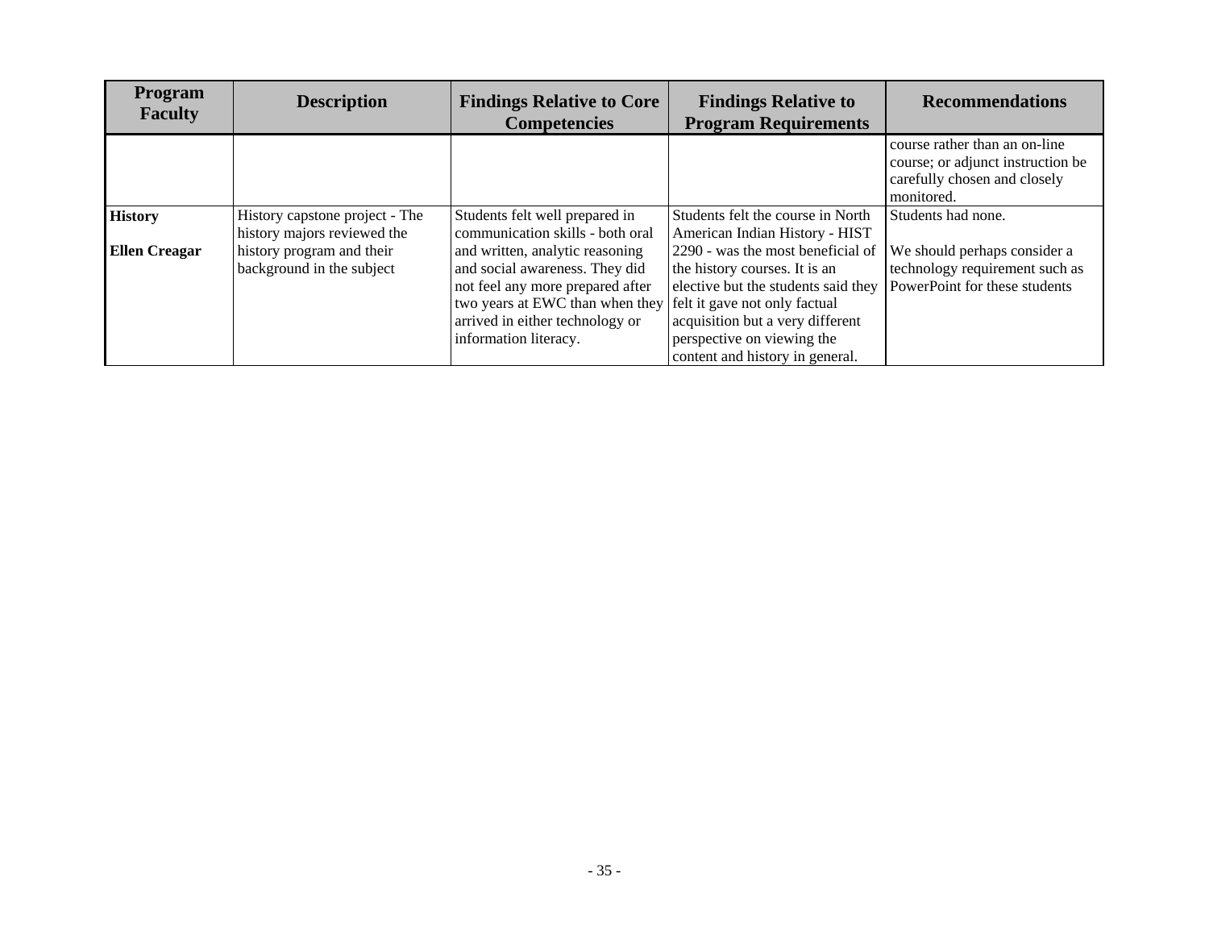| Program Faculty | Description | Findings Relative to Core Competencies | Findings Relative to Program Requirements | Recommendations |
|---|---|---|---|---|
| | | | | course rather than an on-line course; or adjunct instruction be carefully chosen and closely monitored. |
| **History**<br><br>**Ellen Creagar** | History capstone project - The history majors reviewed the history program and their background in the subject | Students felt well prepared in communication skills - both oral and written, analytic reasoning and social awareness. They did not feel any more prepared after two years at EWC than when they arrived in either technology or information literacy. | Students felt the course in North American Indian History - HIST 2290 - was the most beneficial of the history courses. It is an elective but the students said they felt it gave not only factual acquisition but a very different perspective on viewing the content and history in general. | Students had none.<br><br>We should perhaps consider a technology requirement such as PowerPoint for these students |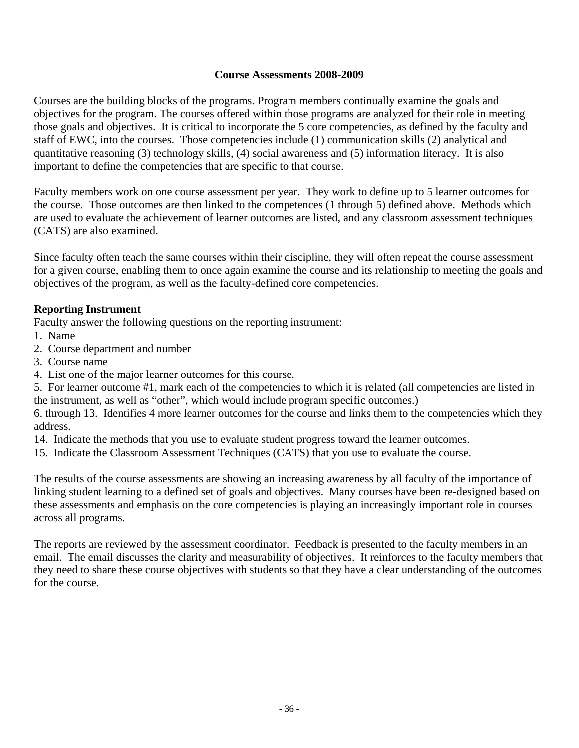# Course Assessments 2008-2009

Courses are the building blocks of the programs. Program members continually examine the goals and objectives for the program. The courses offered within those programs are analyzed for their role in meeting those goals and objectives. It is critical to incorporate the 5 core competencies, as defined by the faculty and staff of EWC, into the courses. Those competencies include (1) communication skills (2) analytical and quantitative reasoning (3) technology skills, (4) social awareness and (5) information literacy. It is also important to define the competencies that are specific to that course.

Faculty members work on one course assessment per year. They work to define up to 5 learner outcomes for the course. Those outcomes are then linked to the competences (1 through 5) defined above. Methods which are used to evaluate the achievement of learner outcomes are listed, and any classroom assessment techniques (CATS) are also examined.

Since faculty often teach the same courses within their discipline, they will often repeat the course assessment for a given course, enabling them to once again examine the course and its relationship to meeting the goals and objectives of the program, as well as the faculty-defined core competencies.

**Reporting Instrument**

Faculty answer the following questions on the reporting instrument:

1. Name
2. Course department and number
3. Course name
4. List one of the major learner outcomes for this course.
5. For learner outcome #1, mark each of the competencies to which it is related (all competencies are listed in the instrument, as well as “other”, which would include program specific outcomes.)

6. through 13. Identifies 4 more learner outcomes for the course and links them to the competencies which they address.

14. Indicate the methods that you use to evaluate student progress toward the learner outcomes.
15. Indicate the Classroom Assessment Techniques (CATS) that you use to evaluate the course.

The results of the course assessments are showing an increasing awareness by all faculty of the importance of linking student learning to a defined set of goals and objectives. Many courses have been re-designed based on these assessments and emphasis on the core competencies is playing an increasingly important role in courses across all programs.

The reports are reviewed by the assessment coordinator. Feedback is presented to the faculty members in an email. The email discusses the clarity and measurability of objectives. It reinforces to the faculty members that they need to share these course objectives with students so that they have a clear understanding of the outcomes for the course.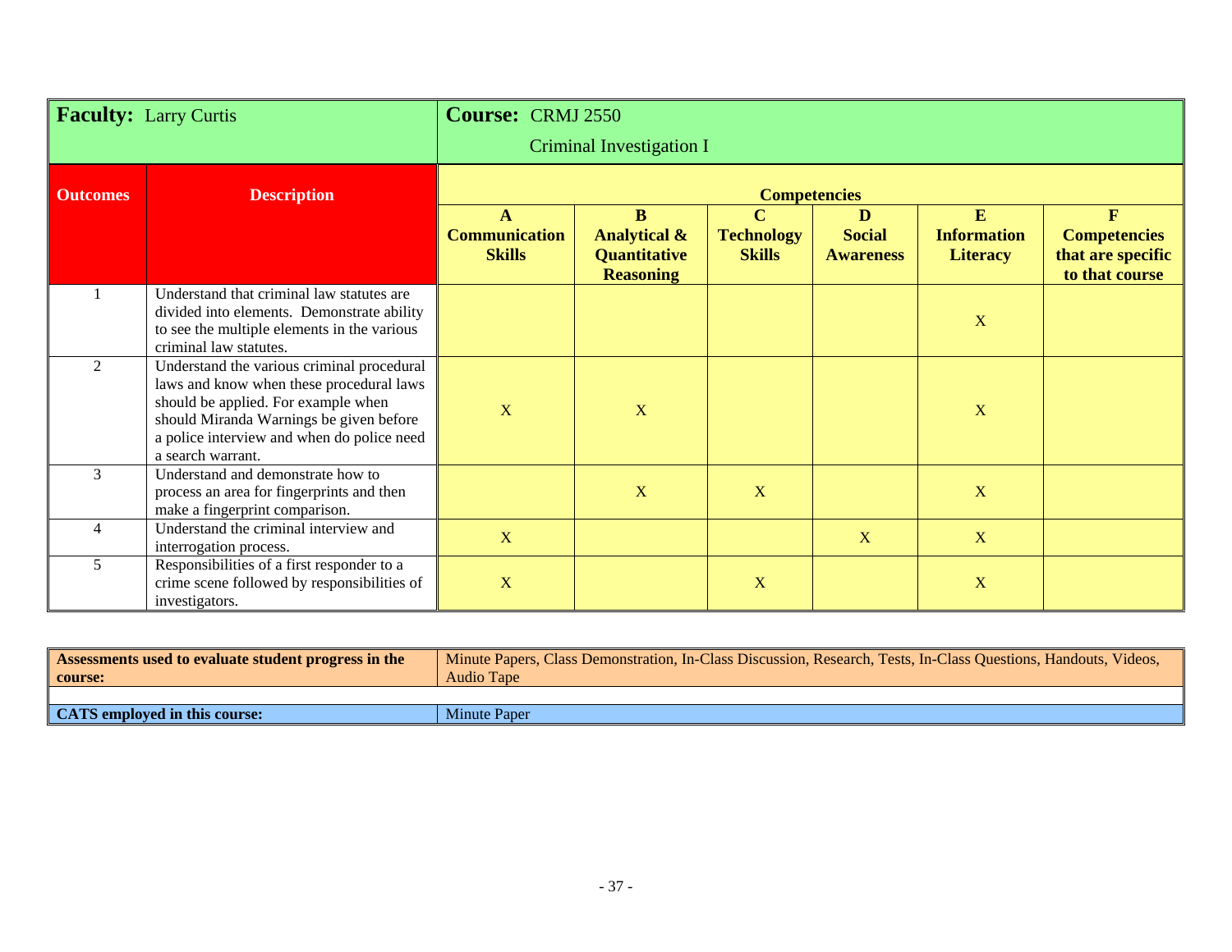| **Faculty:** Larry Curtis | | **Course:** CRMJ 2550 Criminal Investigation I | | | | | |
|---|---|---|---|---|---|---|---|
| **Outcomes** | **Description** | **Competencies** | | | | | |
| | | **A Communication Skills** | **B Analytical & Quantitative Reasoning** | **C Technology Skills** | **D Social Awareness** | **E Information Literacy** | **F Competencies that are specific to that course** |
| 1 | Understand that criminal law statutes are divided into elements. Demonstrate ability to see the multiple elements in the various criminal law statutes. | | | | | X | |
| 2 | Understand the various criminal procedural laws and know when these procedural laws should be applied. For example when should Miranda Warnings be given before a police interview and when do police need a search warrant. | X | X | | | X | |
| 3 | Understand and demonstrate how to process an area for fingerprints and then make a fingerprint comparison. | | X | X | | X | |
| 4 | Understand the criminal interview and interrogation process. | X | | | X | X | |
| 5 | Responsibilities of a first responder to a crime scene followed by responsibilities of investigators. | X | | X | | X | |

| | |
|---|---|
| **Assessments used to evaluate student progress in the course:** | Minute Papers, Class Demonstration, In-Class Discussion, Research, Tests, In-Class Questions, Handouts, Videos, Audio Tape |
| **CATS employed in this course:** | Minute Paper |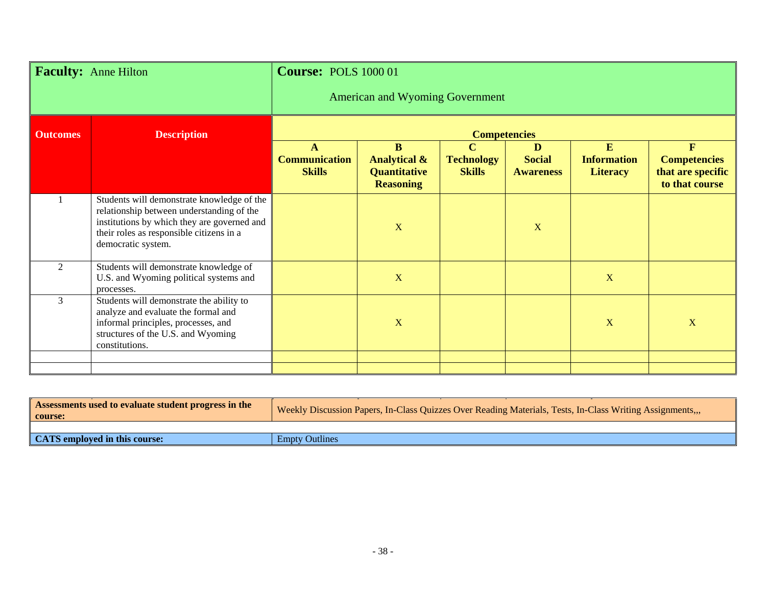**Faculty:** Anne Hilton

**Course:** POLS 1000 01

American and Wyoming Government

| Outcomes | Description | Competencies | | | | | |
|---|---|---|---|---|---|---|---|
| | | **A Communication Skills** | **B Analytical & Quantitative Reasoning** | **C Technology Skills** | **D Social Awareness** | **E Information Literacy** | **F Competencies that are specific to that course** |
| 1 | Students will demonstrate knowledge of the relationship between understanding of the institutions by which they are governed and their roles as responsible citizens in a democratic system. | | X | | X | | |
| 2 | Students will demonstrate knowledge of U.S. and Wyoming political systems and processes. | | X | | | X | |
| 3 | Students will demonstrate the ability to analyze and evaluate the formal and informal principles, processes, and structures of the U.S. and Wyoming constitutions. | | X | | | X | X |
| | | | | | | | |
| | | | | | | | |

| | |
|---|---|
| **Assessments used to evaluate student progress in the course:** | Weekly Discussion Papers, In-Class Quizzes Over Reading Materials, Tests, In-Class Writing Assignments,,, |
| | |
| **CATS employed in this course:** | Empty Outlines |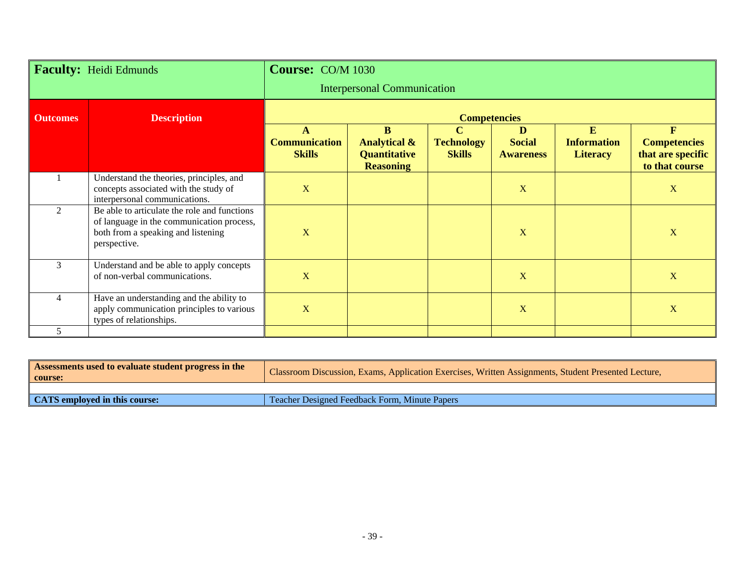**Faculty:** Heidi Edmunds

**Course:** CO/M 1030 Interpersonal Communication

| Outcomes | Description | Competencies | | | | | |
|---|---|---|---|---|---|---|---|
| | | **A Communication Skills** | **B Analytical & Quantitative Reasoning** | **C Technology Skills** | **D Social Awareness** | **E Information Literacy** | **F Competencies that are specific to that course** |
| 1 | Understand the theories, principles, and concepts associated with the study of interpersonal communications. | X | | | X | | X |
| 2 | Be able to articulate the role and functions of language in the communication process, both from a speaking and listening perspective. | X | | | X | | X |
| 3 | Understand and be able to apply concepts of non-verbal communications. | X | | | X | | X |
| 4 | Have an understanding and the ability to apply communication principles to various types of relationships. | X | | | X | | X |
| 5 | | | | | | | |

| | |
|---|---|
| **Assessments used to evaluate student progress in the course:** | Classroom Discussion, Exams, Application Exercises, Written Assignments, Student Presented Lecture, |
| | |
| **CATS employed in this course:** | Teacher Designed Feedback Form, Minute Papers |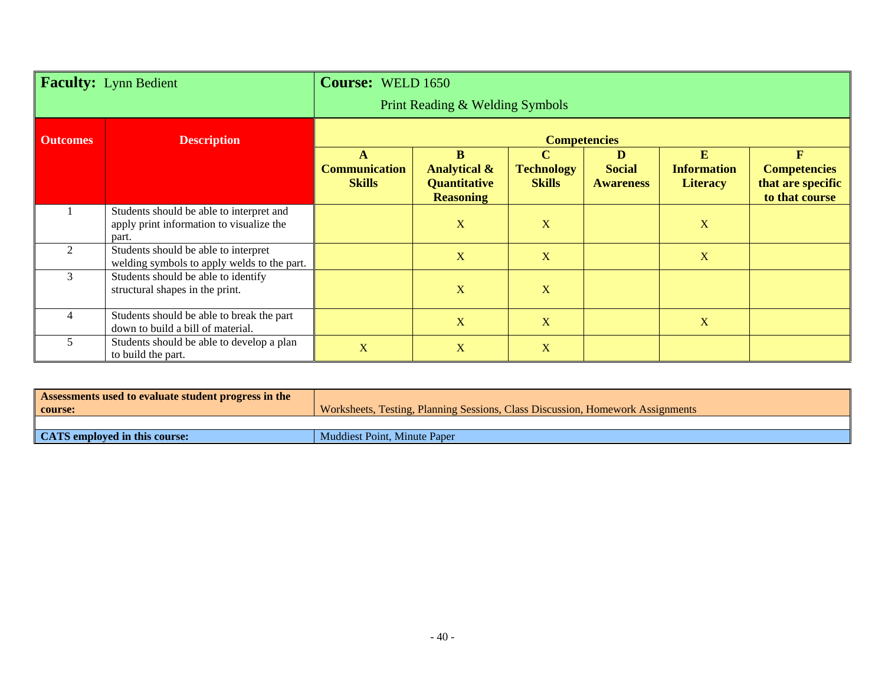| **Faculty:** Lynn Bedient | | **Course:** WELD 1650 Print Reading & Welding Symbols | | | | | |
|---|---|---|---|---|---|---|---|
| **Outcomes** | **Description** | **Competencies** | | | | | |
| | | **A Communication Skills** | **B Analytical & Quantitative Reasoning** | **C Technology Skills** | **D Social Awareness** | **E Information Literacy** | **F Competencies that are specific to that course** |
| 1 | Students should be able to interpret and apply print information to visualize the part. | | X | X | | X | |
| 2 | Students should be able to interpret welding symbols to apply welds to the part. | | X | X | | X | |
| 3 | Students should be able to identify structural shapes in the print. | | X | X | | | |
| 4 | Students should be able to break the part down to build a bill of material. | | X | X | | X | |
| 5 | Students should be able to develop a plan to build the part. | X | X | X | | | |

| **Assessments used to evaluate student progress in the course:** | Worksheets, Testing, Planning Sessions, Class Discussion, Homework Assignments |
|---|---|
| **CATS employed in this course:** | Muddiest Point, Minute Paper |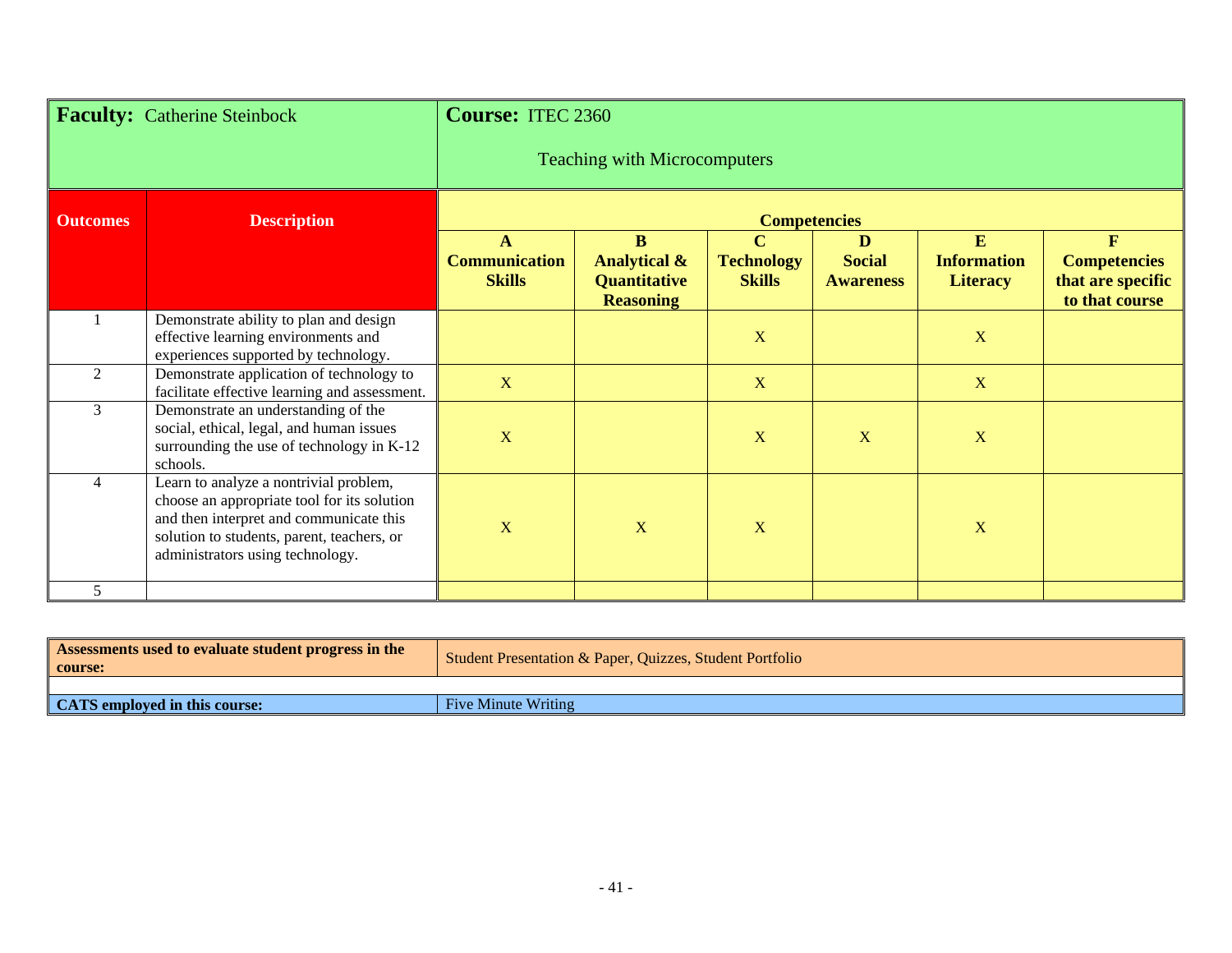| **Faculty:** Catherine Steinbock | | **Course:** ITEC 2360<br>Teaching with Microcomputers | | | | | |
|---|---|---|---|---|---|---|---|
| **Outcomes** | **Description** | **Competencies** | | | | | |
| | | **A**<br>**Communication Skills** | **B**<br>**Analytical & Quantitative Reasoning** | **C**<br>**Technology Skills** | **D**<br>**Social Awareness** | **E**<br>**Information Literacy** | **F**<br>**Competencies that are specific to that course** |
| 1 | Demonstrate ability to plan and design effective learning environments and experiences supported by technology. | | | X | | X | |
| 2 | Demonstrate application of technology to facilitate effective learning and assessment. | X | | X | | X | |
| 3 | Demonstrate an understanding of the social, ethical, legal, and human issues surrounding the use of technology in K-12 schools. | X | | X | X | X | |
| 4 | Learn to analyze a nontrivial problem, choose an appropriate tool for its solution and then interpret and communicate this solution to students, parent, teachers, or administrators using technology. | X | X | X | | X | |
| 5 | | | | | | | |

| **Assessments used to evaluate student progress in the course:** | Student Presentation & Paper, Quizzes, Student Portfolio |
|---|---|
| | |
| **CATS employed in this course:** | Five Minute Writing |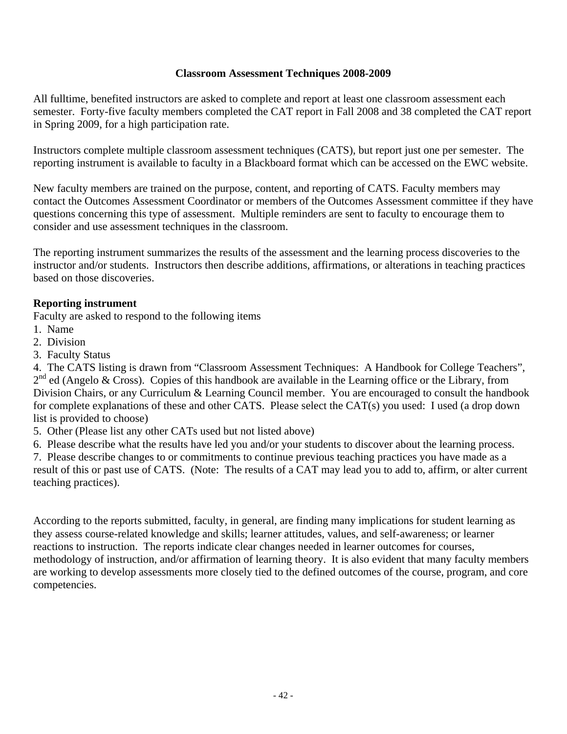## Classroom Assessment Techniques 2008-2009

All fulltime, benefited instructors are asked to complete and report at least one classroom assessment each semester. Forty-five faculty members completed the CAT report in Fall 2008 and 38 completed the CAT report in Spring 2009, for a high participation rate.

Instructors complete multiple classroom assessment techniques (CATS), but report just one per semester. The reporting instrument is available to faculty in a Blackboard format which can be accessed on the EWC website.

New faculty members are trained on the purpose, content, and reporting of CATS. Faculty members may contact the Outcomes Assessment Coordinator or members of the Outcomes Assessment committee if they have questions concerning this type of assessment. Multiple reminders are sent to faculty to encourage them to consider and use assessment techniques in the classroom.

The reporting instrument summarizes the results of the assessment and the learning process discoveries to the instructor and/or students. Instructors then describe additions, affirmations, or alterations in teaching practices based on those discoveries.

**Reporting instrument**

Faculty are asked to respond to the following items

1. Name
2. Division
3. Faculty Status
4. The CATS listing is drawn from "Classroom Assessment Techniques: A Handbook for College Teachers", 2nd ed (Angelo & Cross). Copies of this handbook are available in the Learning office or the Library, from Division Chairs, or any Curriculum & Learning Council member. You are encouraged to consult the handbook for complete explanations of these and other CATS. Please select the CAT(s) you used: I used (a drop down list is provided to choose)
5. Other (Please list any other CATs used but not listed above)
6. Please describe what the results have led you and/or your students to discover about the learning process.
7. Please describe changes to or commitments to continue previous teaching practices you have made as a result of this or past use of CATS. (Note: The results of a CAT may lead you to add to, affirm, or alter current teaching practices).

According to the reports submitted, faculty, in general, are finding many implications for student learning as they assess course-related knowledge and skills; learner attitudes, values, and self-awareness; or learner reactions to instruction. The reports indicate clear changes needed in learner outcomes for courses, methodology of instruction, and/or affirmation of learning theory. It is also evident that many faculty members are working to develop assessments more closely tied to the defined outcomes of the course, program, and core competencies.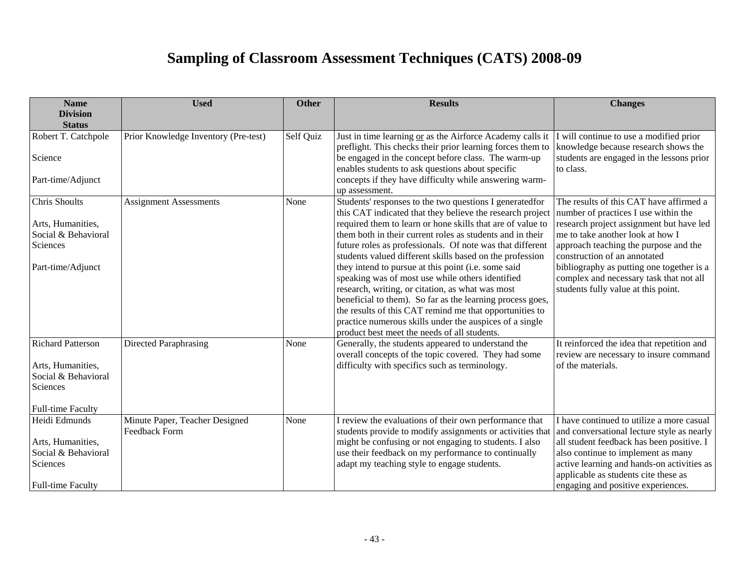# Sampling of Classroom Assessment Techniques (CATS) 2008-09

| Name<br>Division<br>Status | Used | Other | Results | Changes |
|---|---|---|---|---|
| Robert T. Catchpole<br><br>Science<br><br>Part-time/Adjunct | Prior Knowledge Inventory (Pre-test) | Self Quiz | Just in time learning or as the Airforce Academy calls it preflight. This checks their prior learning forces them to be engaged in the concept before class. The warm-up enables students to ask questions about specific concepts if they have difficulty while answering warm-up assessment. | I will continue to use a modified prior knowledge because research shows the students are engaged in the lessons prior to class. |
| Chris Shoults<br><br>Arts, Humanities, Social & Behavioral Sciences<br><br>Part-time/Adjunct | Assignment Assessments | None | Students' responses to the two questions I generatedfor this CAT indicated that they believe the research project required them to learn or hone skills that are of value to them both in their current roles as students and in their future roles as professionals. Of note was that different students valued different skills based on the profession they intend to pursue at this point (i.e. some said speaking was of most use while others identified research, writing, or citation, as what was most beneficial to them). So far as the learning process goes, the results of this CAT remind me that opportunities to practice numerous skills under the auspices of a single product best meet the needs of all students. | The results of this CAT have affirmed a number of practices I use within the research project assignment but have led me to take another look at how I approach teaching the purpose and the construction of an annotated bibliography as putting one together is a complex and necessary task that not all students fully value at this point. |
| Richard Patterson<br><br>Arts, Humanities, Social & Behavioral Sciences<br><br>Full-time Faculty | Directed Paraphrasing | None | Generally, the students appeared to understand the overall concepts of the topic covered. They had some difficulty with specifics such as terminology. | It reinforced the idea that repetition and review are necessary to insure command of the materials. |
| Heidi Edmunds<br><br>Arts, Humanities, Social & Behavioral Sciences<br><br>Full-time Faculty | Minute Paper, Teacher Designed Feedback Form | None | I review the evaluations of their own performance that students provide to modify assignments or activities that might be confusing or not engaging to students. I also use their feedback on my performance to continually adapt my teaching style to engage students. | I have continued to utilize a more casual and conversational lecture style as nearly all student feedback has been positive. I also continue to implement as many active learning and hands-on activities as applicable as students cite these as engaging and positive experiences. |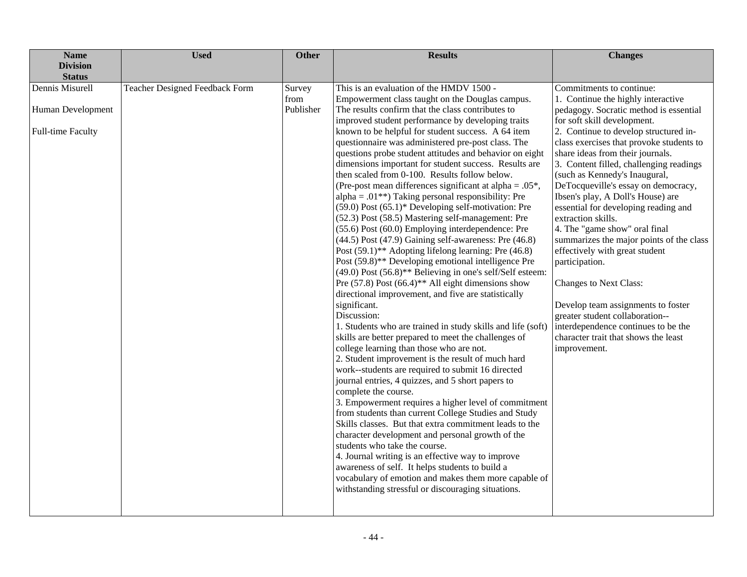| Name<br>Division<br>Status | Used | Other | Results | Changes |
|---|---|---|---|---|
| Dennis Misurell<br><br>Human Development<br><br>Full-time Faculty | Teacher Designed Feedback Form | Survey from Publisher | This is an evaluation of the HMDV 1500 - Empowerment class taught on the Douglas campus. The results confirm that the class contributes to improved student performance by developing traits known to be helpful for student success. A 64 item questionnaire was administered pre-post class. The questions probe student attitudes and behavior on eight dimensions important for student success. Results are then scaled from 0-100. Results follow below. (Pre-post mean differences significant at alpha = .05*, alpha = .01**) Taking personal responsibility: Pre (59.0) Post (65.1)* Developing self-motivation: Pre (52.3) Post (58.5) Mastering self-management: Pre (55.6) Post (60.0) Employing interdependence: Pre (44.5) Post (47.9) Gaining self-awareness: Pre (46.8) Post (59.1)** Adopting lifelong learning: Pre (46.8) Post (59.8)** Developing emotional intelligence Pre (49.0) Post (56.8)** Believing in one's self/Self esteem: Pre (57.8) Post (66.4)** All eight dimensions show directional improvement, and five are statistically significant.<br>Discussion:<br>1. Students who are trained in study skills and life (soft) skills are better prepared to meet the challenges of college learning than those who are not.<br>2. Student improvement is the result of much hard work--students are required to submit 16 directed journal entries, 4 quizzes, and 5 short papers to complete the course.<br>3. Empowerment requires a higher level of commitment from students than current College Studies and Study Skills classes. But that extra commitment leads to the character development and personal growth of the students who take the course.<br>4. Journal writing is an effective way to improve awareness of self. It helps students to build a vocabulary of emotion and makes them more capable of withstanding stressful or discouraging situations. | Commitments to continue:<br>1. Continue the highly interactive pedagogy. Socratic method is essential for soft skill development.<br>2. Continue to develop structured in-class exercises that provoke students to share ideas from their journals.<br>3. Content filled, challenging readings (such as Kennedy's Inaugural, DeTocqueville's essay on democracy, Ibsen's play, A Doll's House) are essential for developing reading and extraction skills.<br>4. The "game show" oral final summarizes the major points of the class effectively with great student participation.<br><br>Changes to Next Class:<br><br>Develop team assignments to foster greater student collaboration--interdependence continues to be the character trait that shows the least improvement. |